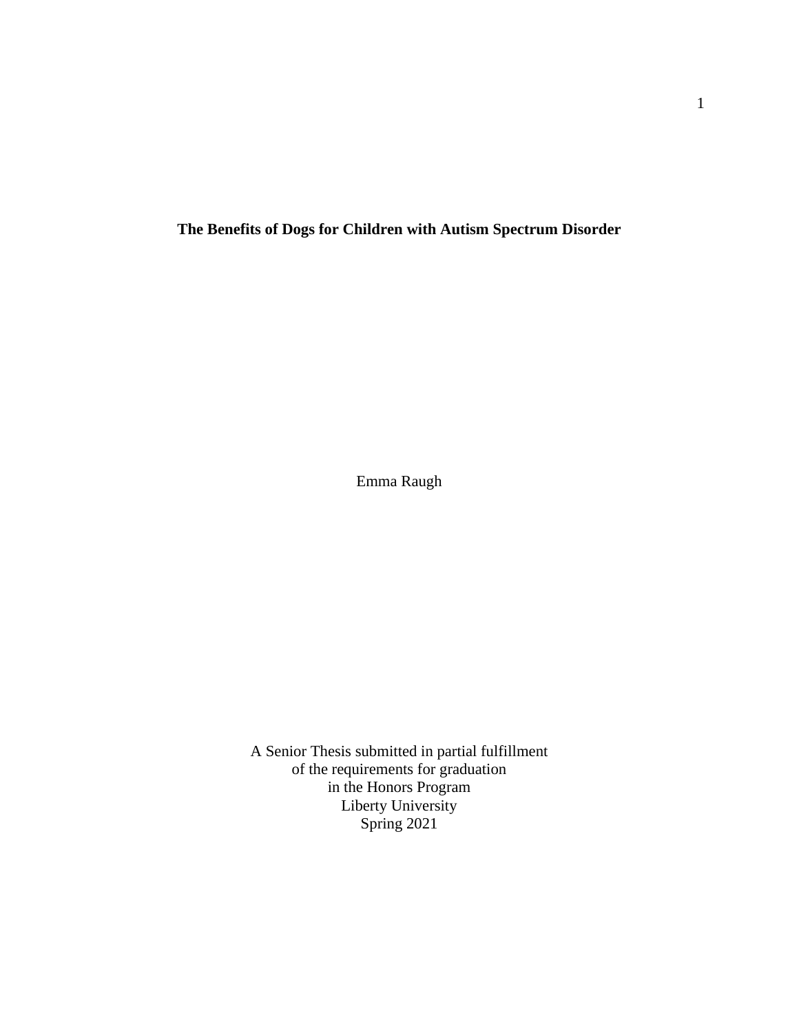# The Benefits of Dogs for Children with Autism Spectrum Disorder

Emma Raugh

A Senior Thesis submitted in partial fulfillment
of the requirements for graduation
in the Honors Program
Liberty University
Spring 2021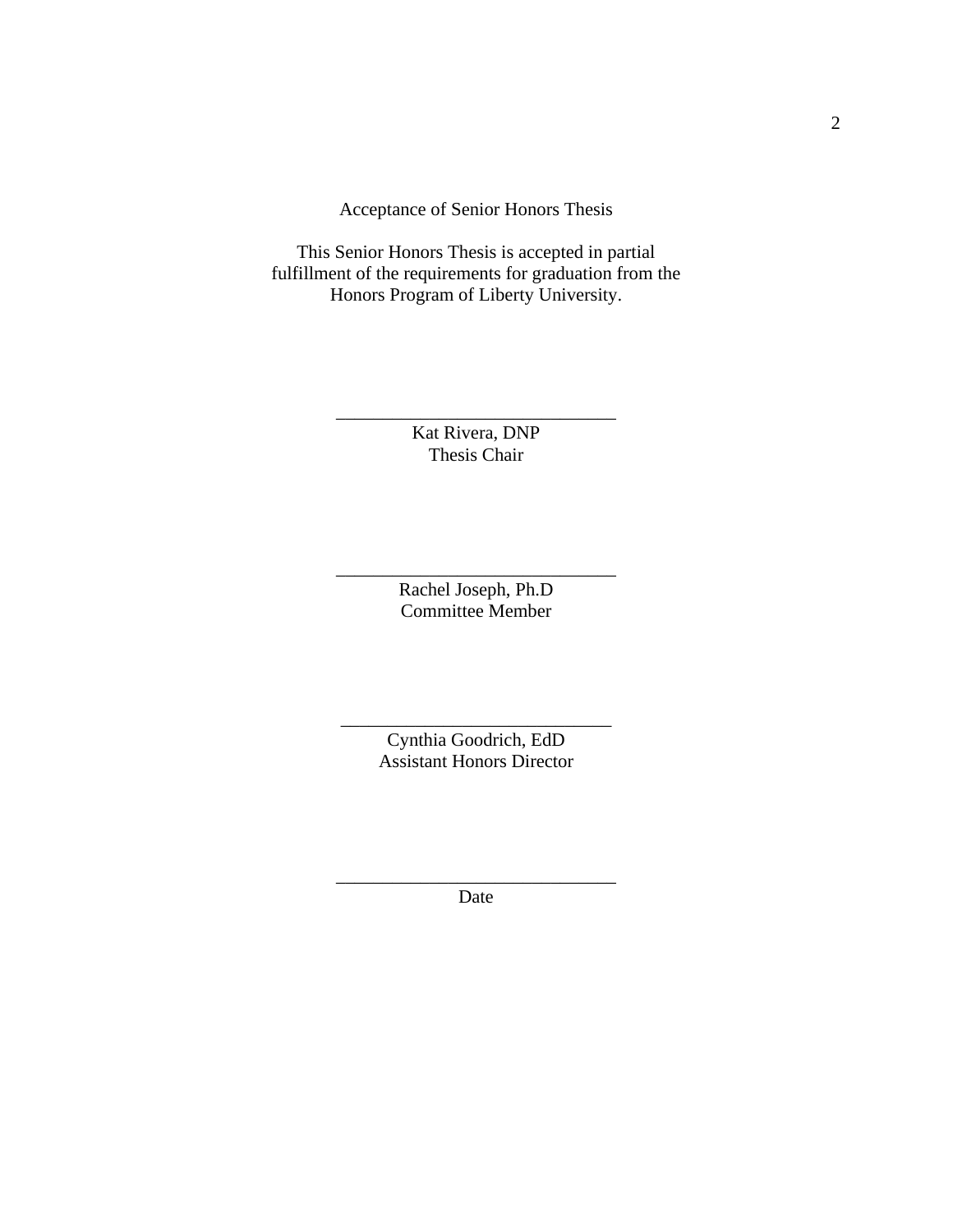Acceptance of Senior Honors Thesis

This Senior Honors Thesis is accepted in partial fulfillment of the requirements for graduation from the Honors Program of Liberty University.

______________________________
Kat Rivera, DNP
Thesis Chair

______________________________
Rachel Joseph, Ph.D
Committee Member

______________________________
Cynthia Goodrich, EdD
Assistant Honors Director

______________________________
Date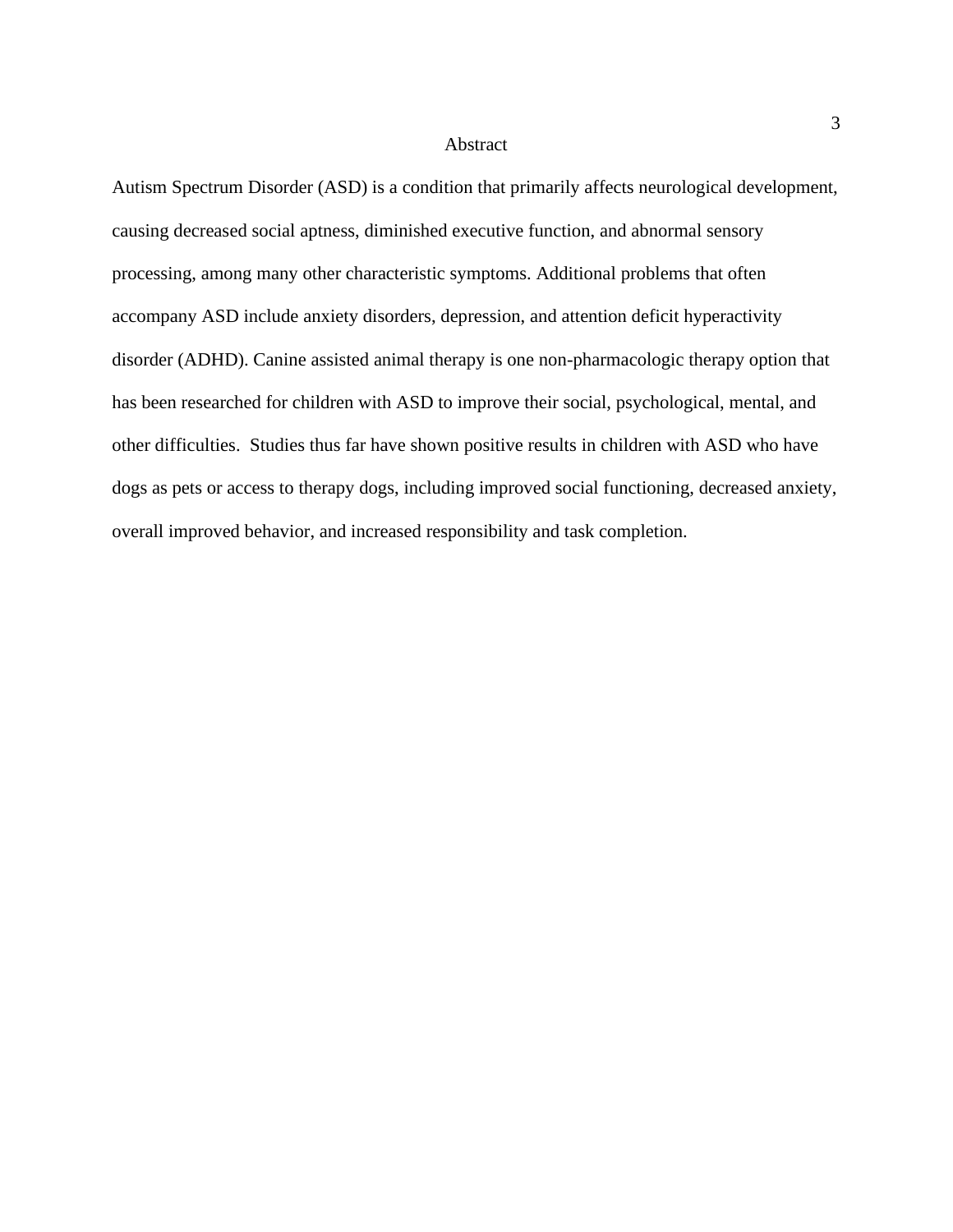# Abstract

Autism Spectrum Disorder (ASD) is a condition that primarily affects neurological development, causing decreased social aptness, diminished executive function, and abnormal sensory processing, among many other characteristic symptoms. Additional problems that often accompany ASD include anxiety disorders, depression, and attention deficit hyperactivity disorder (ADHD). Canine assisted animal therapy is one non-pharmacologic therapy option that has been researched for children with ASD to improve their social, psychological, mental, and other difficulties. Studies thus far have shown positive results in children with ASD who have dogs as pets or access to therapy dogs, including improved social functioning, decreased anxiety, overall improved behavior, and increased responsibility and task completion.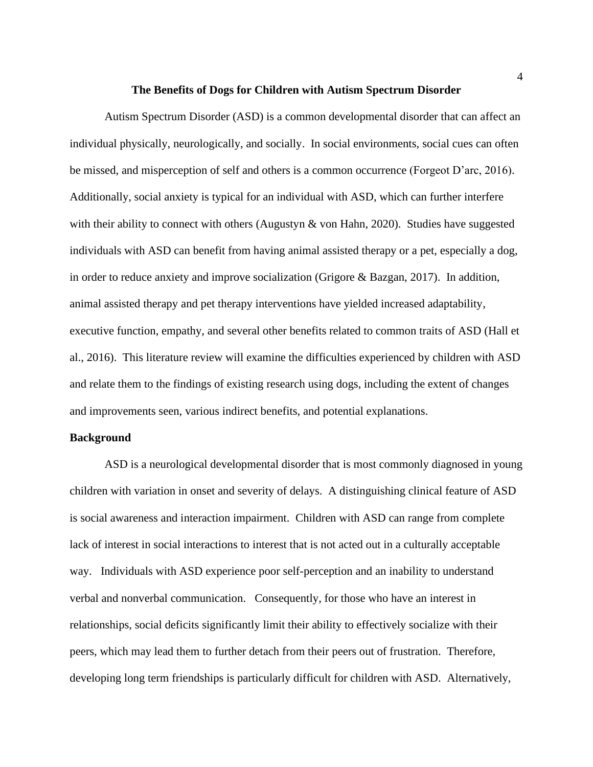# The Benefits of Dogs for Children with Autism Spectrum Disorder

Autism Spectrum Disorder (ASD) is a common developmental disorder that can affect an individual physically, neurologically, and socially. In social environments, social cues can often be missed, and misperception of self and others is a common occurrence (Forgeot D'arc, 2016). Additionally, social anxiety is typical for an individual with ASD, which can further interfere with their ability to connect with others (Augustyn & von Hahn, 2020). Studies have suggested individuals with ASD can benefit from having animal assisted therapy or a pet, especially a dog, in order to reduce anxiety and improve socialization (Grigore & Bazgan, 2017). In addition, animal assisted therapy and pet therapy interventions have yielded increased adaptability, executive function, empathy, and several other benefits related to common traits of ASD (Hall et al., 2016). This literature review will examine the difficulties experienced by children with ASD and relate them to the findings of existing research using dogs, including the extent of changes and improvements seen, various indirect benefits, and potential explanations.

## Background

ASD is a neurological developmental disorder that is most commonly diagnosed in young children with variation in onset and severity of delays. A distinguishing clinical feature of ASD is social awareness and interaction impairment. Children with ASD can range from complete lack of interest in social interactions to interest that is not acted out in a culturally acceptable way. Individuals with ASD experience poor self-perception and an inability to understand verbal and nonverbal communication. Consequently, for those who have an interest in relationships, social deficits significantly limit their ability to effectively socialize with their peers, which may lead them to further detach from their peers out of frustration. Therefore, developing long term friendships is particularly difficult for children with ASD. Alternatively,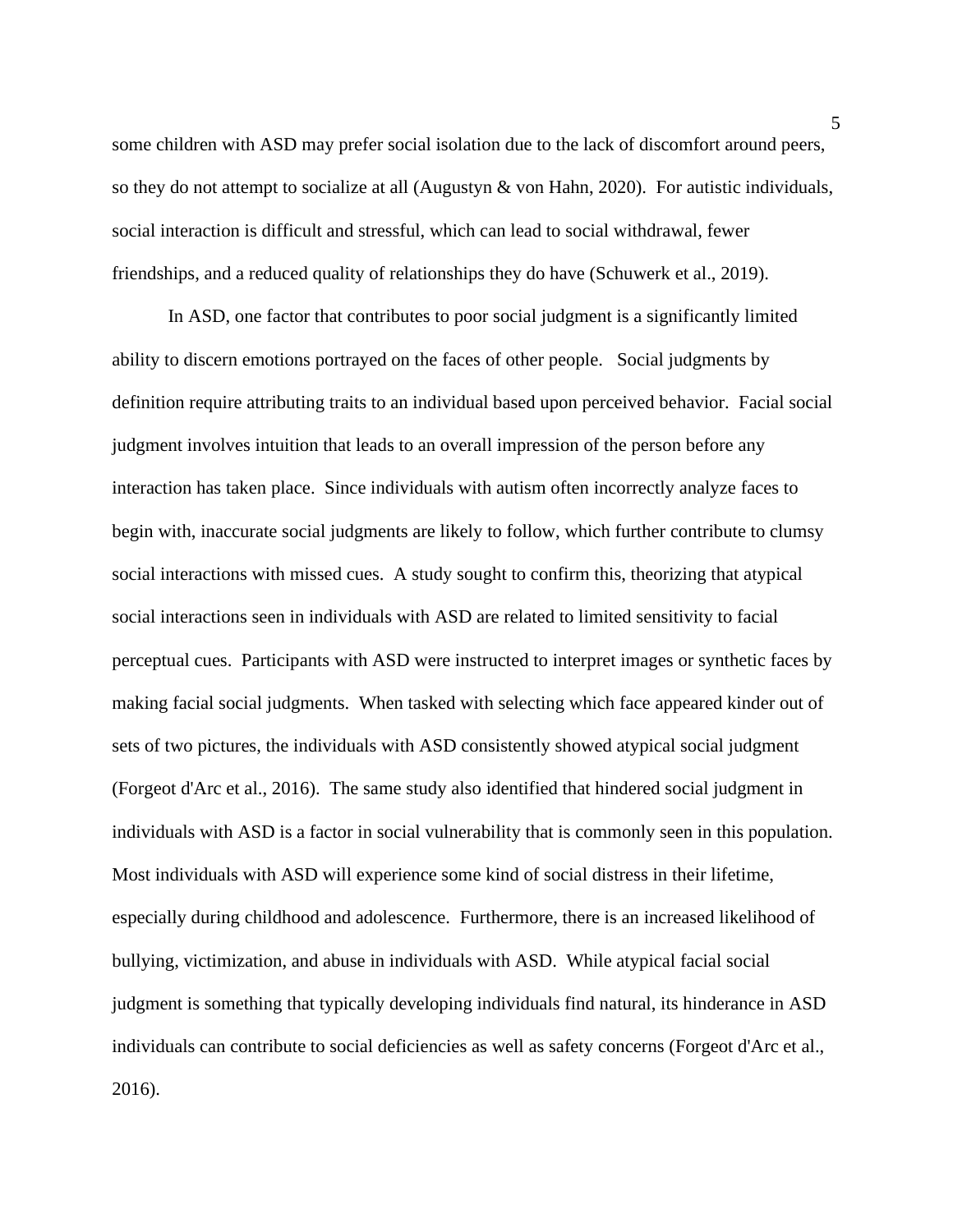some children with ASD may prefer social isolation due to the lack of discomfort around peers, so they do not attempt to socialize at all (Augustyn & von Hahn, 2020). For autistic individuals, social interaction is difficult and stressful, which can lead to social withdrawal, fewer friendships, and a reduced quality of relationships they do have (Schuwerk et al., 2019).

In ASD, one factor that contributes to poor social judgment is a significantly limited ability to discern emotions portrayed on the faces of other people. Social judgments by definition require attributing traits to an individual based upon perceived behavior. Facial social judgment involves intuition that leads to an overall impression of the person before any interaction has taken place. Since individuals with autism often incorrectly analyze faces to begin with, inaccurate social judgments are likely to follow, which further contribute to clumsy social interactions with missed cues. A study sought to confirm this, theorizing that atypical social interactions seen in individuals with ASD are related to limited sensitivity to facial perceptual cues. Participants with ASD were instructed to interpret images or synthetic faces by making facial social judgments. When tasked with selecting which face appeared kinder out of sets of two pictures, the individuals with ASD consistently showed atypical social judgment (Forgeot d'Arc et al., 2016). The same study also identified that hindered social judgment in individuals with ASD is a factor in social vulnerability that is commonly seen in this population. Most individuals with ASD will experience some kind of social distress in their lifetime, especially during childhood and adolescence. Furthermore, there is an increased likelihood of bullying, victimization, and abuse in individuals with ASD. While atypical facial social judgment is something that typically developing individuals find natural, its hinderance in ASD individuals can contribute to social deficiencies as well as safety concerns (Forgeot d'Arc et al., 2016).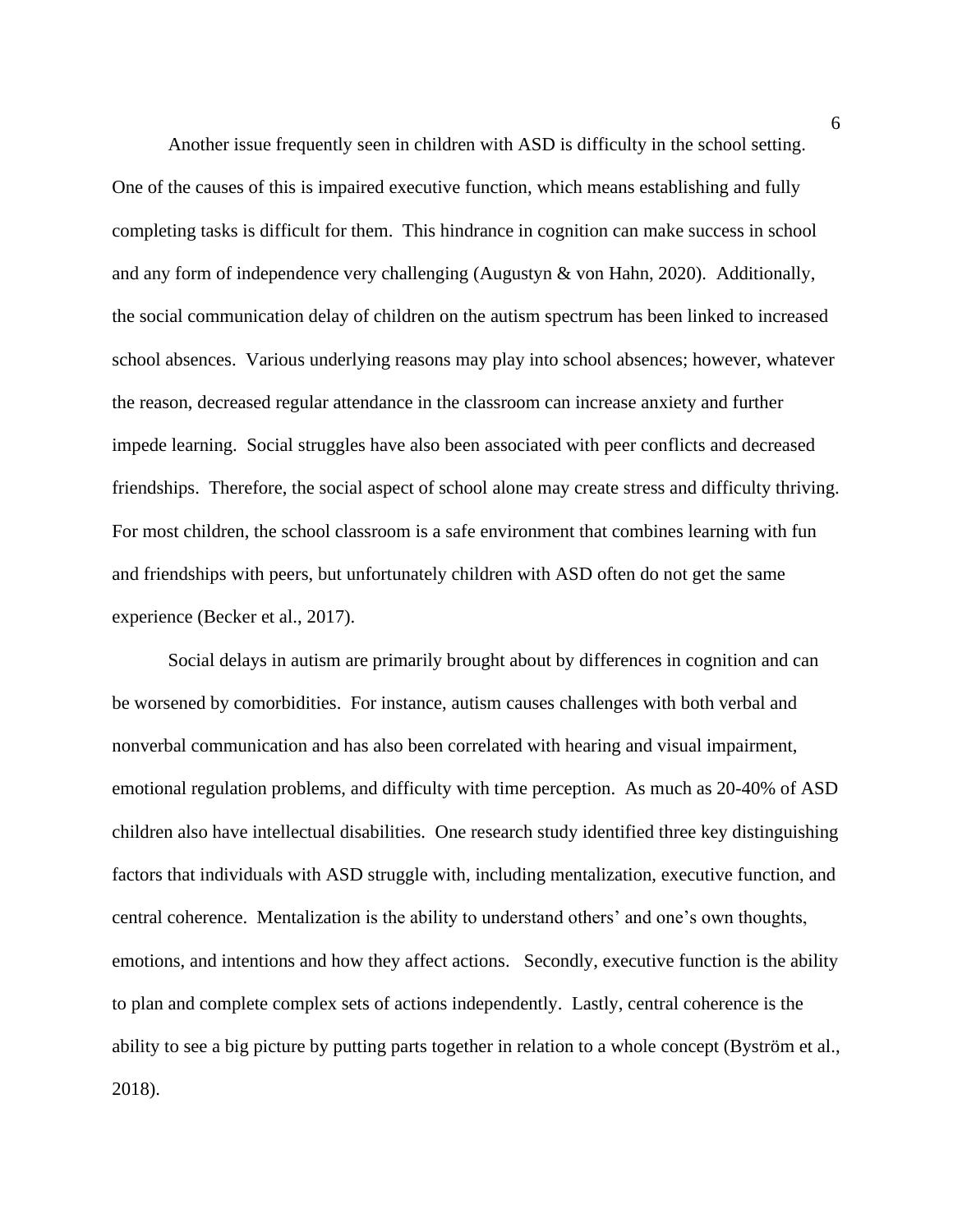Another issue frequently seen in children with ASD is difficulty in the school setting. One of the causes of this is impaired executive function, which means establishing and fully completing tasks is difficult for them. This hindrance in cognition can make success in school and any form of independence very challenging (Augustyn & von Hahn, 2020). Additionally, the social communication delay of children on the autism spectrum has been linked to increased school absences. Various underlying reasons may play into school absences; however, whatever the reason, decreased regular attendance in the classroom can increase anxiety and further impede learning. Social struggles have also been associated with peer conflicts and decreased friendships. Therefore, the social aspect of school alone may create stress and difficulty thriving. For most children, the school classroom is a safe environment that combines learning with fun and friendships with peers, but unfortunately children with ASD often do not get the same experience (Becker et al., 2017).

Social delays in autism are primarily brought about by differences in cognition and can be worsened by comorbidities. For instance, autism causes challenges with both verbal and nonverbal communication and has also been correlated with hearing and visual impairment, emotional regulation problems, and difficulty with time perception. As much as 20-40% of ASD children also have intellectual disabilities. One research study identified three key distinguishing factors that individuals with ASD struggle with, including mentalization, executive function, and central coherence. Mentalization is the ability to understand others' and one's own thoughts, emotions, and intentions and how they affect actions. Secondly, executive function is the ability to plan and complete complex sets of actions independently. Lastly, central coherence is the ability to see a big picture by putting parts together in relation to a whole concept (Byström et al., 2018).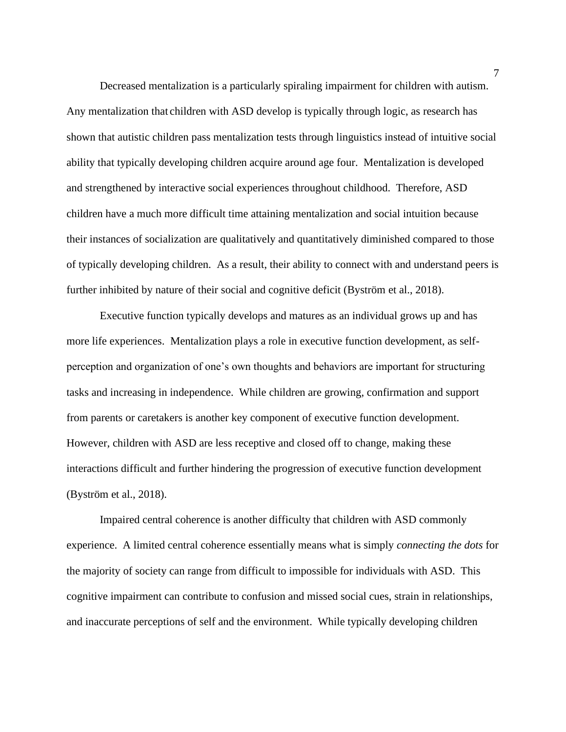Decreased mentalization is a particularly spiraling impairment for children with autism. Any mentalization that children with ASD develop is typically through logic, as research has shown that autistic children pass mentalization tests through linguistics instead of intuitive social ability that typically developing children acquire around age four. Mentalization is developed and strengthened by interactive social experiences throughout childhood. Therefore, ASD children have a much more difficult time attaining mentalization and social intuition because their instances of socialization are qualitatively and quantitatively diminished compared to those of typically developing children. As a result, their ability to connect with and understand peers is further inhibited by nature of their social and cognitive deficit (Byström et al., 2018).

Executive function typically develops and matures as an individual grows up and has more life experiences. Mentalization plays a role in executive function development, as self-perception and organization of one's own thoughts and behaviors are important for structuring tasks and increasing in independence. While children are growing, confirmation and support from parents or caretakers is another key component of executive function development. However, children with ASD are less receptive and closed off to change, making these interactions difficult and further hindering the progression of executive function development (Byström et al., 2018).

Impaired central coherence is another difficulty that children with ASD commonly experience. A limited central coherence essentially means what is simply *connecting the dots* for the majority of society can range from difficult to impossible for individuals with ASD. This cognitive impairment can contribute to confusion and missed social cues, strain in relationships, and inaccurate perceptions of self and the environment. While typically developing children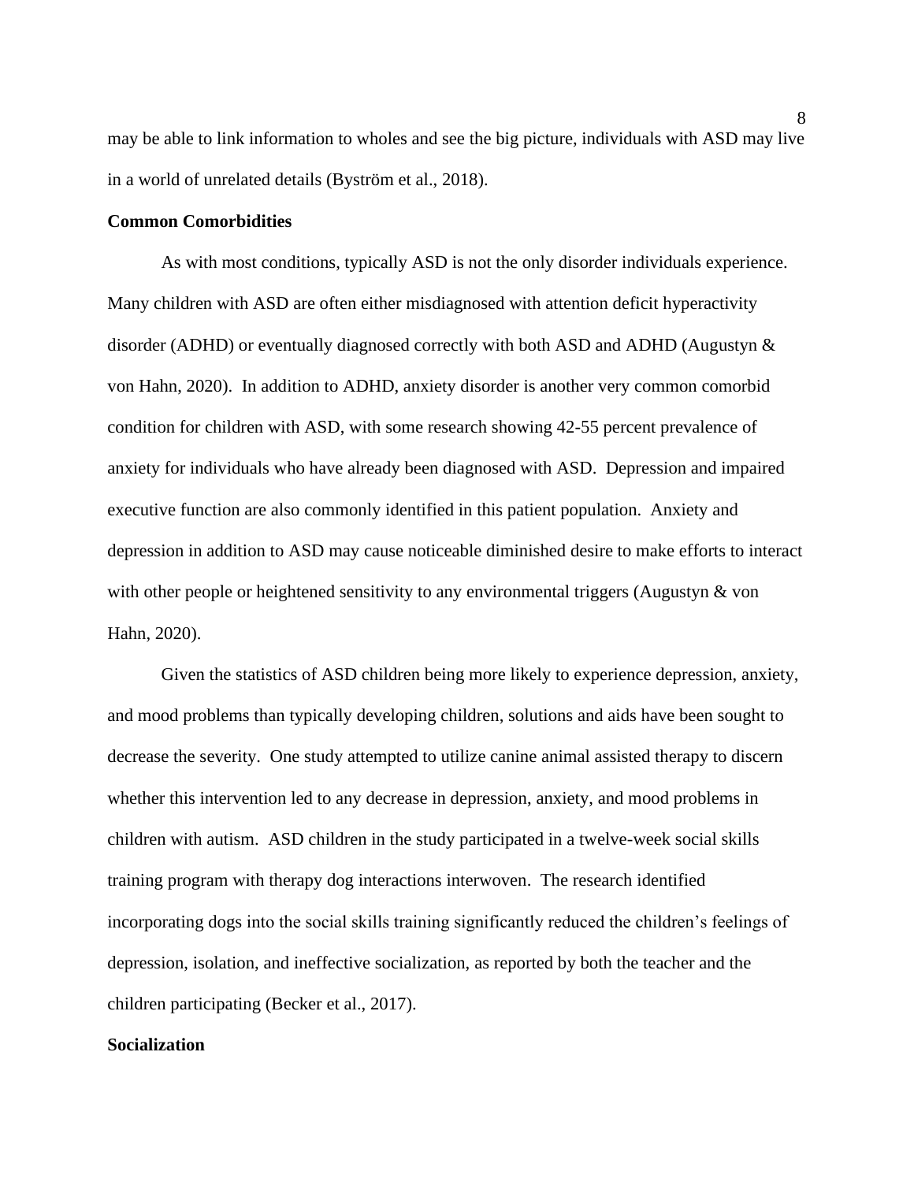may be able to link information to wholes and see the big picture, individuals with ASD may live in a world of unrelated details (Byström et al., 2018).

**Common Comorbidities**

As with most conditions, typically ASD is not the only disorder individuals experience. Many children with ASD are often either misdiagnosed with attention deficit hyperactivity disorder (ADHD) or eventually diagnosed correctly with both ASD and ADHD (Augustyn & von Hahn, 2020). In addition to ADHD, anxiety disorder is another very common comorbid condition for children with ASD, with some research showing 42-55 percent prevalence of anxiety for individuals who have already been diagnosed with ASD. Depression and impaired executive function are also commonly identified in this patient population. Anxiety and depression in addition to ASD may cause noticeable diminished desire to make efforts to interact with other people or heightened sensitivity to any environmental triggers (Augustyn & von Hahn, 2020).

Given the statistics of ASD children being more likely to experience depression, anxiety, and mood problems than typically developing children, solutions and aids have been sought to decrease the severity. One study attempted to utilize canine animal assisted therapy to discern whether this intervention led to any decrease in depression, anxiety, and mood problems in children with autism. ASD children in the study participated in a twelve-week social skills training program with therapy dog interactions interwoven. The research identified incorporating dogs into the social skills training significantly reduced the children's feelings of depression, isolation, and ineffective socialization, as reported by both the teacher and the children participating (Becker et al., 2017).

**Socialization**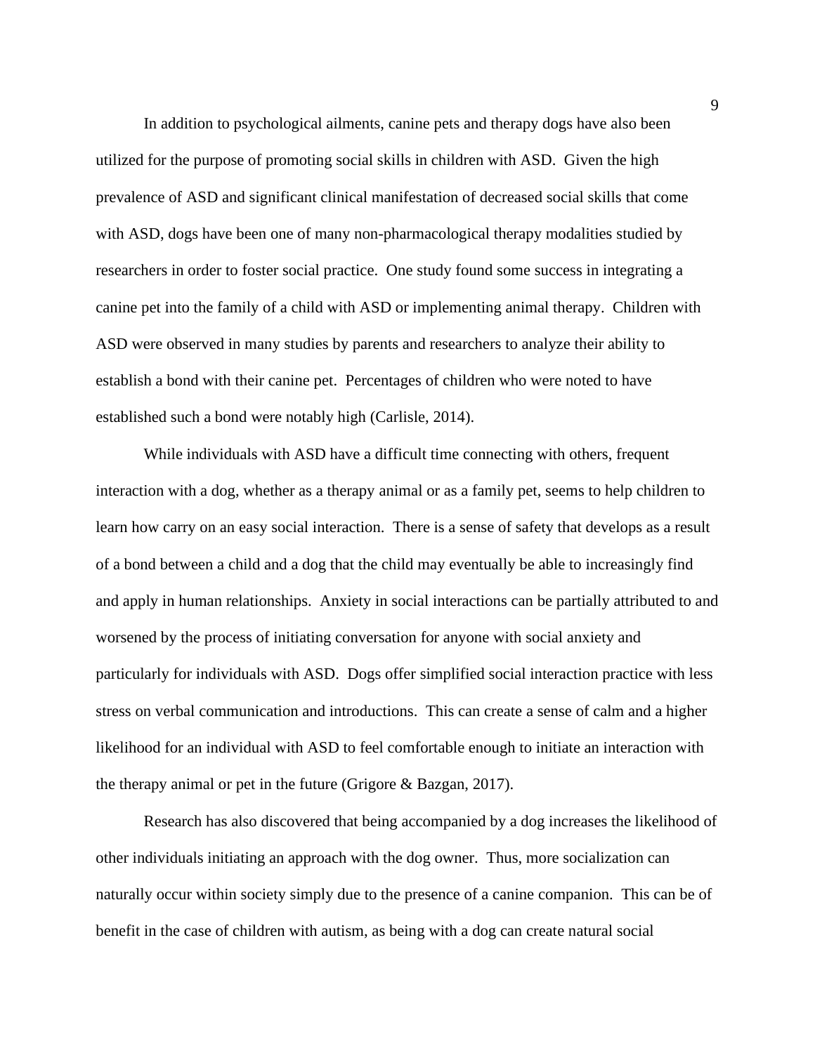In addition to psychological ailments, canine pets and therapy dogs have also been utilized for the purpose of promoting social skills in children with ASD. Given the high prevalence of ASD and significant clinical manifestation of decreased social skills that come with ASD, dogs have been one of many non-pharmacological therapy modalities studied by researchers in order to foster social practice. One study found some success in integrating a canine pet into the family of a child with ASD or implementing animal therapy. Children with ASD were observed in many studies by parents and researchers to analyze their ability to establish a bond with their canine pet. Percentages of children who were noted to have established such a bond were notably high (Carlisle, 2014).

While individuals with ASD have a difficult time connecting with others, frequent interaction with a dog, whether as a therapy animal or as a family pet, seems to help children to learn how carry on an easy social interaction. There is a sense of safety that develops as a result of a bond between a child and a dog that the child may eventually be able to increasingly find and apply in human relationships. Anxiety in social interactions can be partially attributed to and worsened by the process of initiating conversation for anyone with social anxiety and particularly for individuals with ASD. Dogs offer simplified social interaction practice with less stress on verbal communication and introductions. This can create a sense of calm and a higher likelihood for an individual with ASD to feel comfortable enough to initiate an interaction with the therapy animal or pet in the future (Grigore & Bazgan, 2017).

Research has also discovered that being accompanied by a dog increases the likelihood of other individuals initiating an approach with the dog owner. Thus, more socialization can naturally occur within society simply due to the presence of a canine companion. This can be of benefit in the case of children with autism, as being with a dog can create natural social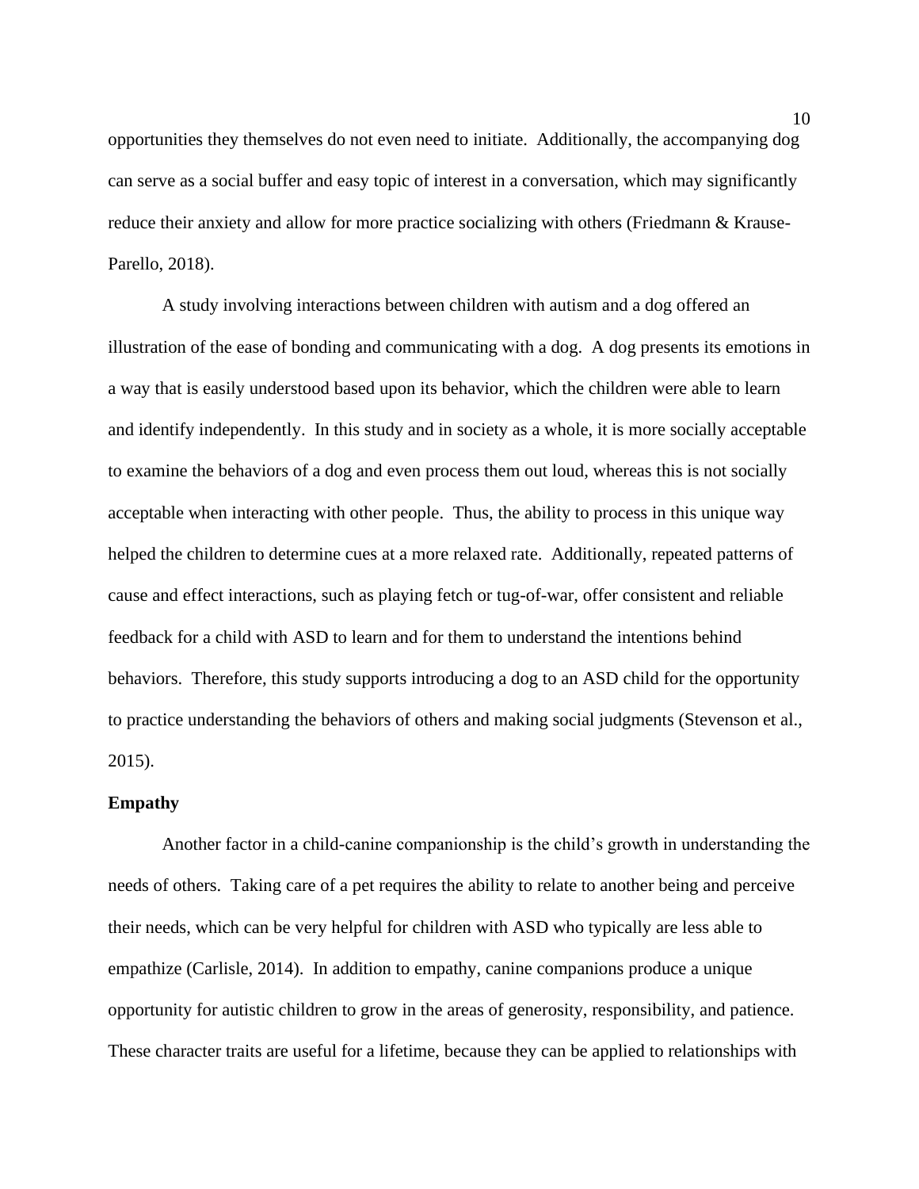opportunities they themselves do not even need to initiate. Additionally, the accompanying dog can serve as a social buffer and easy topic of interest in a conversation, which may significantly reduce their anxiety and allow for more practice socializing with others (Friedmann & Krause-Parello, 2018).

A study involving interactions between children with autism and a dog offered an illustration of the ease of bonding and communicating with a dog. A dog presents its emotions in a way that is easily understood based upon its behavior, which the children were able to learn and identify independently. In this study and in society as a whole, it is more socially acceptable to examine the behaviors of a dog and even process them out loud, whereas this is not socially acceptable when interacting with other people. Thus, the ability to process in this unique way helped the children to determine cues at a more relaxed rate. Additionally, repeated patterns of cause and effect interactions, such as playing fetch or tug-of-war, offer consistent and reliable feedback for a child with ASD to learn and for them to understand the intentions behind behaviors. Therefore, this study supports introducing a dog to an ASD child for the opportunity to practice understanding the behaviors of others and making social judgments (Stevenson et al., 2015).

**Empathy**

Another factor in a child-canine companionship is the child's growth in understanding the needs of others. Taking care of a pet requires the ability to relate to another being and perceive their needs, which can be very helpful for children with ASD who typically are less able to empathize (Carlisle, 2014). In addition to empathy, canine companions produce a unique opportunity for autistic children to grow in the areas of generosity, responsibility, and patience. These character traits are useful for a lifetime, because they can be applied to relationships with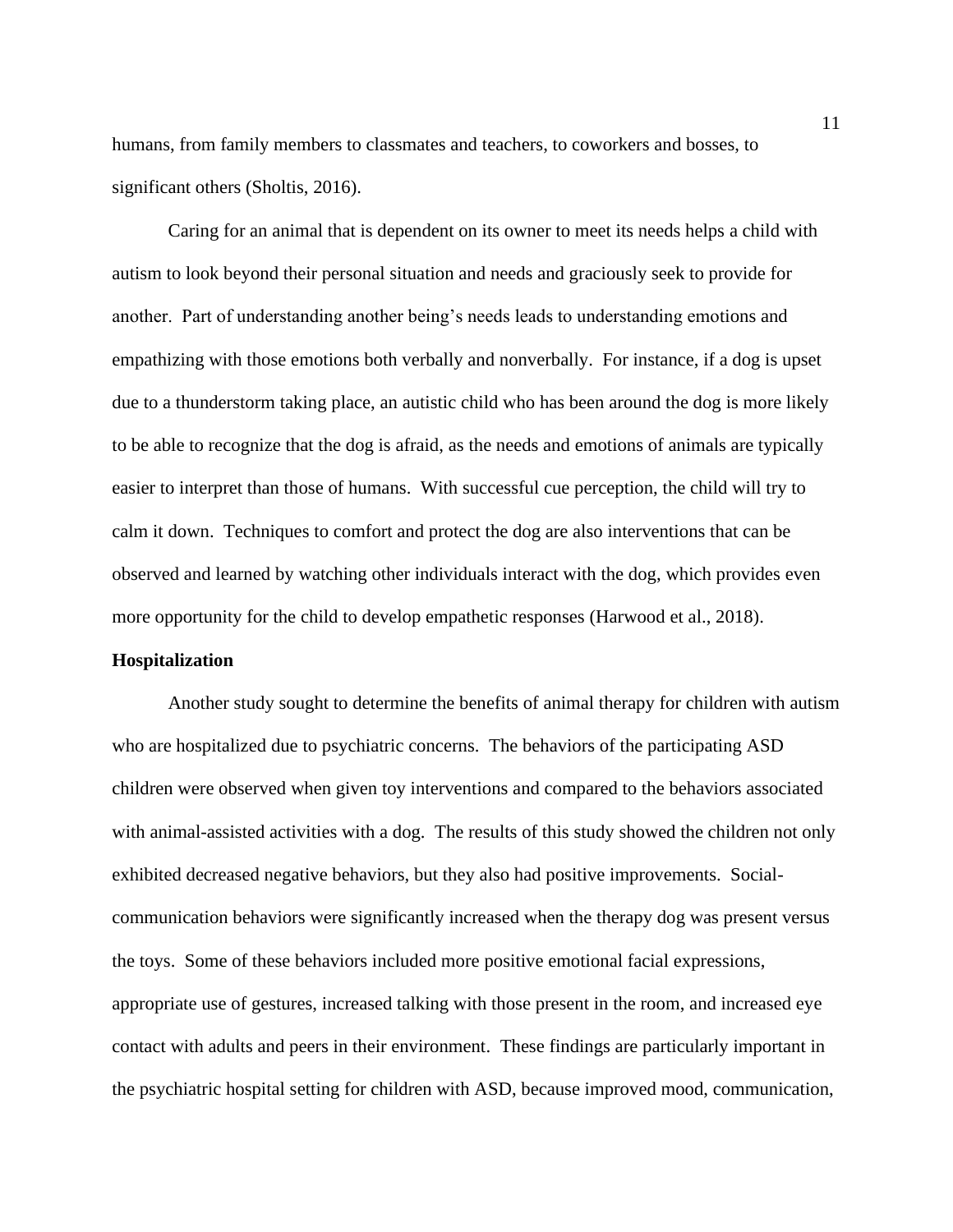humans, from family members to classmates and teachers, to coworkers and bosses, to significant others (Sholtis, 2016).

Caring for an animal that is dependent on its owner to meet its needs helps a child with autism to look beyond their personal situation and needs and graciously seek to provide for another. Part of understanding another being's needs leads to understanding emotions and empathizing with those emotions both verbally and nonverbally. For instance, if a dog is upset due to a thunderstorm taking place, an autistic child who has been around the dog is more likely to be able to recognize that the dog is afraid, as the needs and emotions of animals are typically easier to interpret than those of humans. With successful cue perception, the child will try to calm it down. Techniques to comfort and protect the dog are also interventions that can be observed and learned by watching other individuals interact with the dog, which provides even more opportunity for the child to develop empathetic responses (Harwood et al., 2018).

**Hospitalization**

Another study sought to determine the benefits of animal therapy for children with autism who are hospitalized due to psychiatric concerns. The behaviors of the participating ASD children were observed when given toy interventions and compared to the behaviors associated with animal-assisted activities with a dog. The results of this study showed the children not only exhibited decreased negative behaviors, but they also had positive improvements. Social-communication behaviors were significantly increased when the therapy dog was present versus the toys. Some of these behaviors included more positive emotional facial expressions, appropriate use of gestures, increased talking with those present in the room, and increased eye contact with adults and peers in their environment. These findings are particularly important in the psychiatric hospital setting for children with ASD, because improved mood, communication,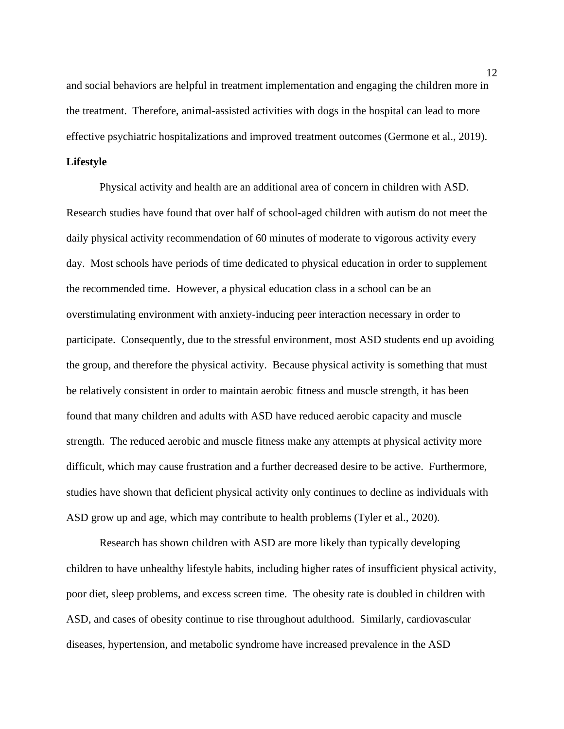and social behaviors are helpful in treatment implementation and engaging the children more in the treatment.  Therefore, animal-assisted activities with dogs in the hospital can lead to more effective psychiatric hospitalizations and improved treatment outcomes (Germone et al., 2019).

**Lifestyle**

Physical activity and health are an additional area of concern in children with ASD. Research studies have found that over half of school-aged children with autism do not meet the daily physical activity recommendation of 60 minutes of moderate to vigorous activity every day.  Most schools have periods of time dedicated to physical education in order to supplement the recommended time.  However, a physical education class in a school can be an overstimulating environment with anxiety-inducing peer interaction necessary in order to participate.  Consequently, due to the stressful environment, most ASD students end up avoiding the group, and therefore the physical activity.  Because physical activity is something that must be relatively consistent in order to maintain aerobic fitness and muscle strength, it has been found that many children and adults with ASD have reduced aerobic capacity and muscle strength.  The reduced aerobic and muscle fitness make any attempts at physical activity more difficult, which may cause frustration and a further decreased desire to be active.  Furthermore, studies have shown that deficient physical activity only continues to decline as individuals with ASD grow up and age, which may contribute to health problems (Tyler et al., 2020).

Research has shown children with ASD are more likely than typically developing children to have unhealthy lifestyle habits, including higher rates of insufficient physical activity, poor diet, sleep problems, and excess screen time.  The obesity rate is doubled in children with ASD, and cases of obesity continue to rise throughout adulthood.  Similarly, cardiovascular diseases, hypertension, and metabolic syndrome have increased prevalence in the ASD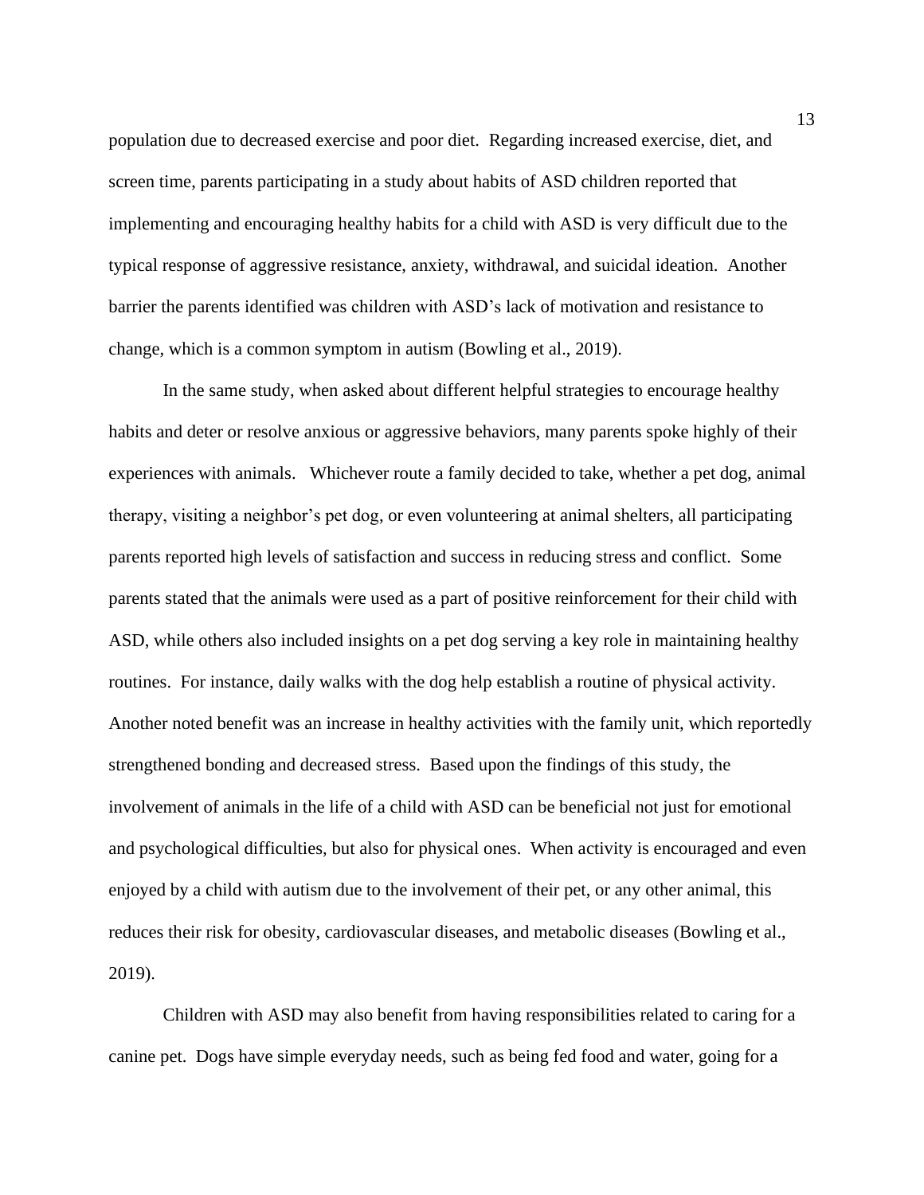population due to decreased exercise and poor diet. Regarding increased exercise, diet, and screen time, parents participating in a study about habits of ASD children reported that implementing and encouraging healthy habits for a child with ASD is very difficult due to the typical response of aggressive resistance, anxiety, withdrawal, and suicidal ideation. Another barrier the parents identified was children with ASD's lack of motivation and resistance to change, which is a common symptom in autism (Bowling et al., 2019).

In the same study, when asked about different helpful strategies to encourage healthy habits and deter or resolve anxious or aggressive behaviors, many parents spoke highly of their experiences with animals. Whichever route a family decided to take, whether a pet dog, animal therapy, visiting a neighbor's pet dog, or even volunteering at animal shelters, all participating parents reported high levels of satisfaction and success in reducing stress and conflict. Some parents stated that the animals were used as a part of positive reinforcement for their child with ASD, while others also included insights on a pet dog serving a key role in maintaining healthy routines. For instance, daily walks with the dog help establish a routine of physical activity. Another noted benefit was an increase in healthy activities with the family unit, which reportedly strengthened bonding and decreased stress. Based upon the findings of this study, the involvement of animals in the life of a child with ASD can be beneficial not just for emotional and psychological difficulties, but also for physical ones. When activity is encouraged and even enjoyed by a child with autism due to the involvement of their pet, or any other animal, this reduces their risk for obesity, cardiovascular diseases, and metabolic diseases (Bowling et al., 2019).

Children with ASD may also benefit from having responsibilities related to caring for a canine pet. Dogs have simple everyday needs, such as being fed food and water, going for a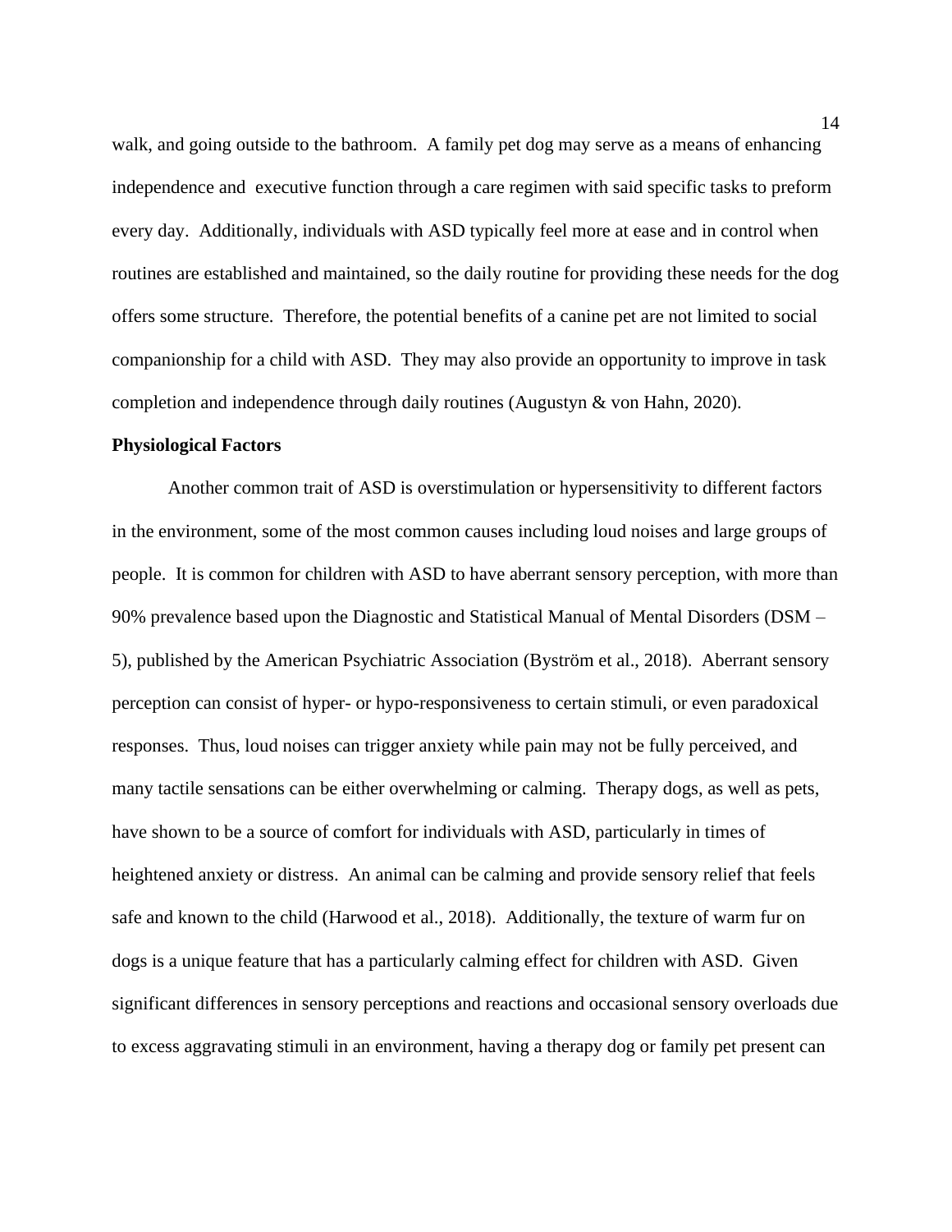walk, and going outside to the bathroom. A family pet dog may serve as a means of enhancing independence and executive function through a care regimen with said specific tasks to preform every day. Additionally, individuals with ASD typically feel more at ease and in control when routines are established and maintained, so the daily routine for providing these needs for the dog offers some structure. Therefore, the potential benefits of a canine pet are not limited to social companionship for a child with ASD. They may also provide an opportunity to improve in task completion and independence through daily routines (Augustyn & von Hahn, 2020).

**Physiological Factors**

Another common trait of ASD is overstimulation or hypersensitivity to different factors in the environment, some of the most common causes including loud noises and large groups of people. It is common for children with ASD to have aberrant sensory perception, with more than 90% prevalence based upon the Diagnostic and Statistical Manual of Mental Disorders (DSM – 5), published by the American Psychiatric Association (Byström et al., 2018). Aberrant sensory perception can consist of hyper- or hypo-responsiveness to certain stimuli, or even paradoxical responses. Thus, loud noises can trigger anxiety while pain may not be fully perceived, and many tactile sensations can be either overwhelming or calming. Therapy dogs, as well as pets, have shown to be a source of comfort for individuals with ASD, particularly in times of heightened anxiety or distress. An animal can be calming and provide sensory relief that feels safe and known to the child (Harwood et al., 2018). Additionally, the texture of warm fur on dogs is a unique feature that has a particularly calming effect for children with ASD. Given significant differences in sensory perceptions and reactions and occasional sensory overloads due to excess aggravating stimuli in an environment, having a therapy dog or family pet present can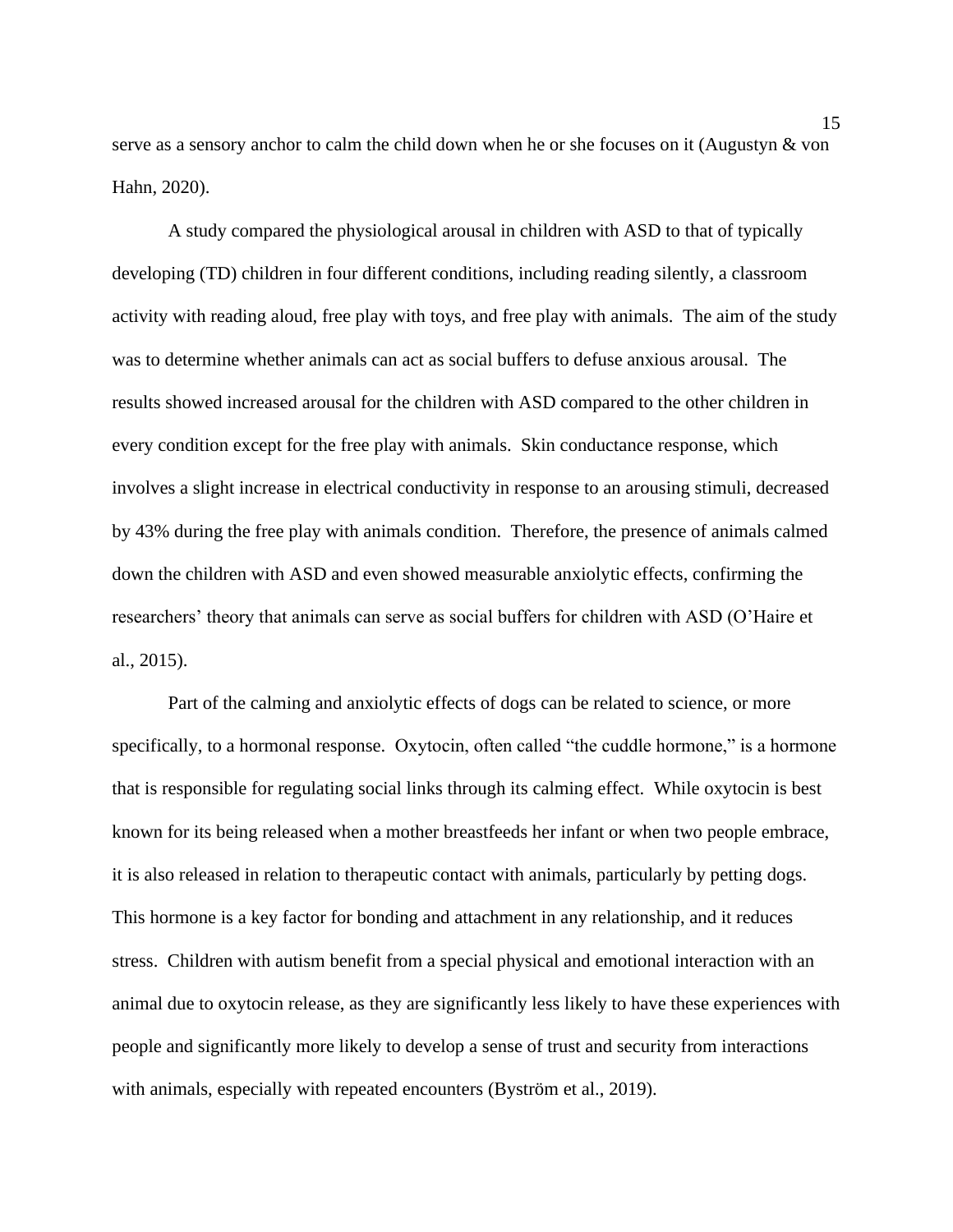serve as a sensory anchor to calm the child down when he or she focuses on it (Augustyn & von Hahn, 2020).

A study compared the physiological arousal in children with ASD to that of typically developing (TD) children in four different conditions, including reading silently, a classroom activity with reading aloud, free play with toys, and free play with animals. The aim of the study was to determine whether animals can act as social buffers to defuse anxious arousal. The results showed increased arousal for the children with ASD compared to the other children in every condition except for the free play with animals. Skin conductance response, which involves a slight increase in electrical conductivity in response to an arousing stimuli, decreased by 43% during the free play with animals condition. Therefore, the presence of animals calmed down the children with ASD and even showed measurable anxiolytic effects, confirming the researchers' theory that animals can serve as social buffers for children with ASD (O'Haire et al., 2015).

Part of the calming and anxiolytic effects of dogs can be related to science, or more specifically, to a hormonal response. Oxytocin, often called "the cuddle hormone," is a hormone that is responsible for regulating social links through its calming effect. While oxytocin is best known for its being released when a mother breastfeeds her infant or when two people embrace, it is also released in relation to therapeutic contact with animals, particularly by petting dogs. This hormone is a key factor for bonding and attachment in any relationship, and it reduces stress. Children with autism benefit from a special physical and emotional interaction with an animal due to oxytocin release, as they are significantly less likely to have these experiences with people and significantly more likely to develop a sense of trust and security from interactions with animals, especially with repeated encounters (Byström et al., 2019).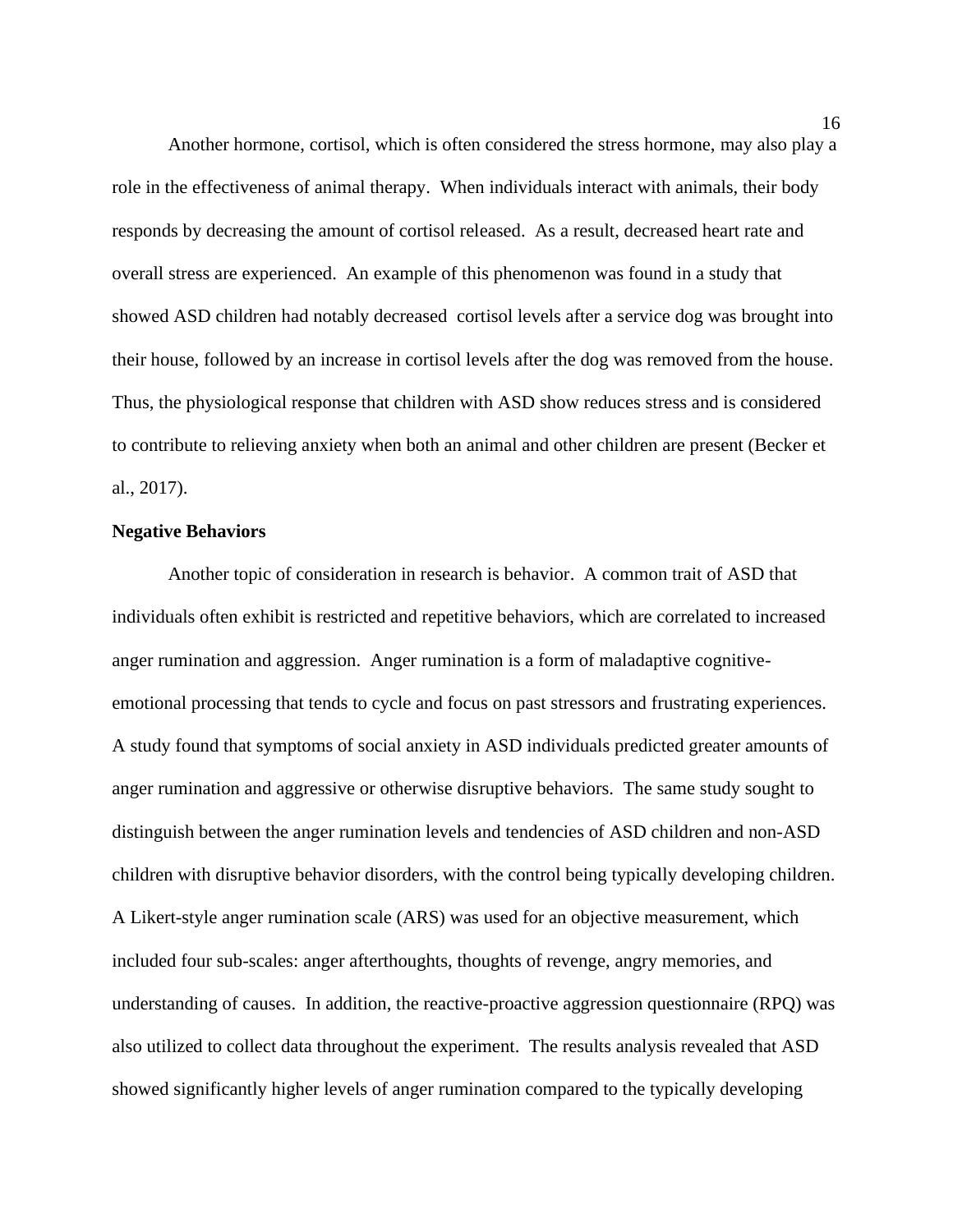Another hormone, cortisol, which is often considered the stress hormone, may also play a role in the effectiveness of animal therapy. When individuals interact with animals, their body responds by decreasing the amount of cortisol released. As a result, decreased heart rate and overall stress are experienced. An example of this phenomenon was found in a study that showed ASD children had notably decreased cortisol levels after a service dog was brought into their house, followed by an increase in cortisol levels after the dog was removed from the house. Thus, the physiological response that children with ASD show reduces stress and is considered to contribute to relieving anxiety when both an animal and other children are present (Becker et al., 2017).

**Negative Behaviors**

Another topic of consideration in research is behavior. A common trait of ASD that individuals often exhibit is restricted and repetitive behaviors, which are correlated to increased anger rumination and aggression. Anger rumination is a form of maladaptive cognitive-emotional processing that tends to cycle and focus on past stressors and frustrating experiences. A study found that symptoms of social anxiety in ASD individuals predicted greater amounts of anger rumination and aggressive or otherwise disruptive behaviors. The same study sought to distinguish between the anger rumination levels and tendencies of ASD children and non-ASD children with disruptive behavior disorders, with the control being typically developing children. A Likert-style anger rumination scale (ARS) was used for an objective measurement, which included four sub-scales: anger afterthoughts, thoughts of revenge, angry memories, and understanding of causes. In addition, the reactive-proactive aggression questionnaire (RPQ) was also utilized to collect data throughout the experiment. The results analysis revealed that ASD showed significantly higher levels of anger rumination compared to the typically developing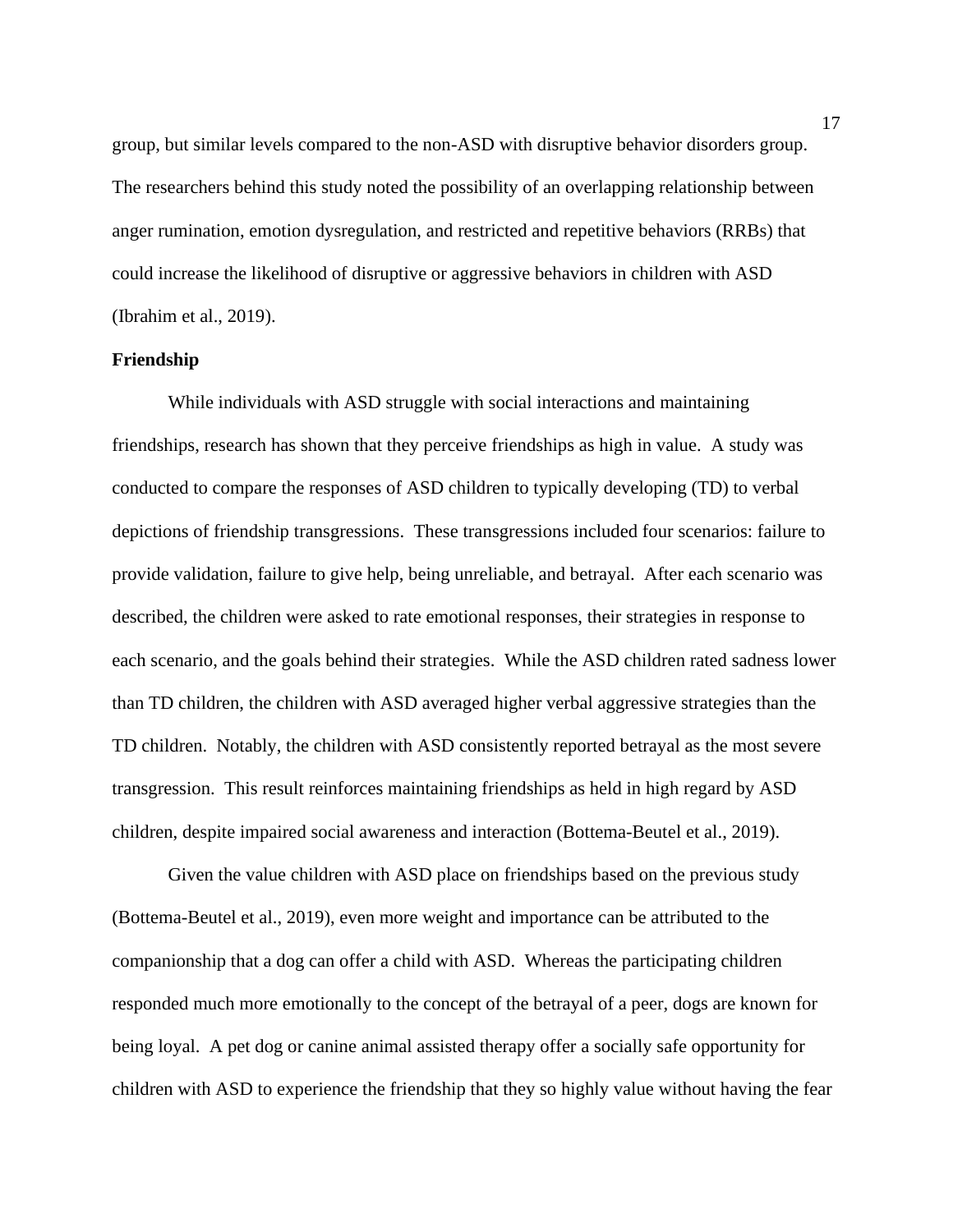group, but similar levels compared to the non-ASD with disruptive behavior disorders group. The researchers behind this study noted the possibility of an overlapping relationship between anger rumination, emotion dysregulation, and restricted and repetitive behaviors (RRBs) that could increase the likelihood of disruptive or aggressive behaviors in children with ASD (Ibrahim et al., 2019).

**Friendship**

While individuals with ASD struggle with social interactions and maintaining friendships, research has shown that they perceive friendships as high in value. A study was conducted to compare the responses of ASD children to typically developing (TD) to verbal depictions of friendship transgressions. These transgressions included four scenarios: failure to provide validation, failure to give help, being unreliable, and betrayal. After each scenario was described, the children were asked to rate emotional responses, their strategies in response to each scenario, and the goals behind their strategies. While the ASD children rated sadness lower than TD children, the children with ASD averaged higher verbal aggressive strategies than the TD children. Notably, the children with ASD consistently reported betrayal as the most severe transgression. This result reinforces maintaining friendships as held in high regard by ASD children, despite impaired social awareness and interaction (Bottema-Beutel et al., 2019).

Given the value children with ASD place on friendships based on the previous study (Bottema-Beutel et al., 2019), even more weight and importance can be attributed to the companionship that a dog can offer a child with ASD. Whereas the participating children responded much more emotionally to the concept of the betrayal of a peer, dogs are known for being loyal. A pet dog or canine animal assisted therapy offer a socially safe opportunity for children with ASD to experience the friendship that they so highly value without having the fear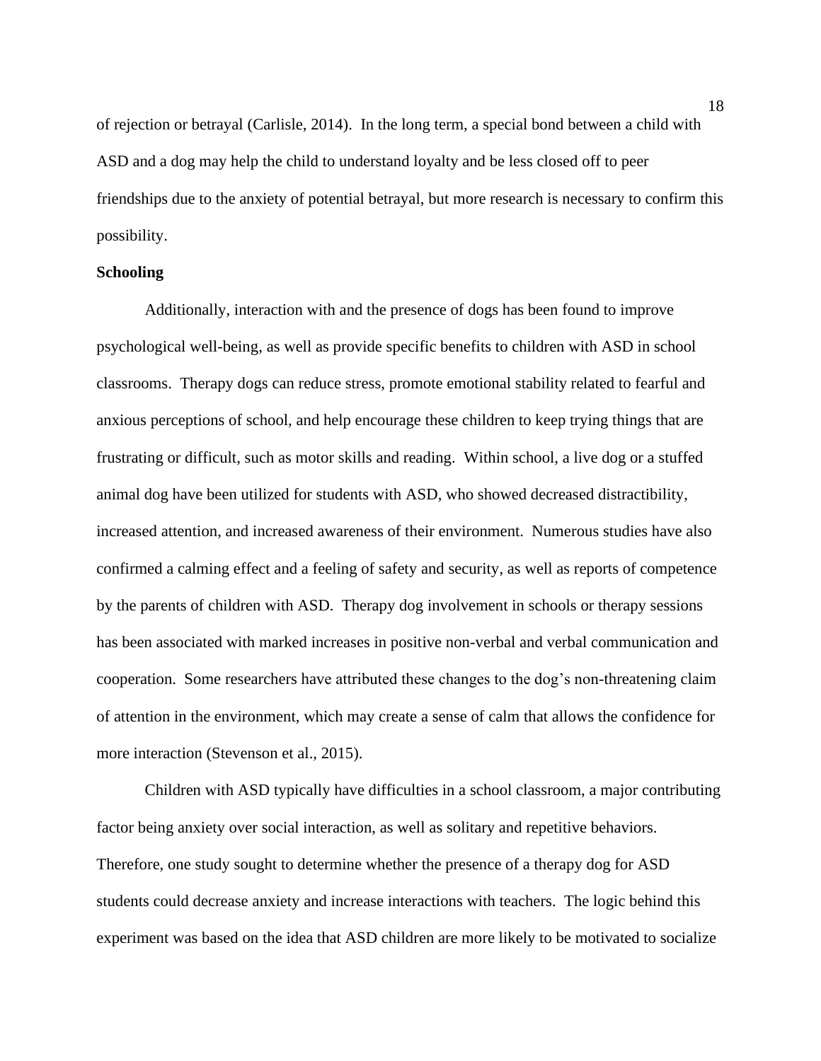of rejection or betrayal (Carlisle, 2014). In the long term, a special bond between a child with ASD and a dog may help the child to understand loyalty and be less closed off to peer friendships due to the anxiety of potential betrayal, but more research is necessary to confirm this possibility.

**Schooling**

Additionally, interaction with and the presence of dogs has been found to improve psychological well-being, as well as provide specific benefits to children with ASD in school classrooms. Therapy dogs can reduce stress, promote emotional stability related to fearful and anxious perceptions of school, and help encourage these children to keep trying things that are frustrating or difficult, such as motor skills and reading. Within school, a live dog or a stuffed animal dog have been utilized for students with ASD, who showed decreased distractibility, increased attention, and increased awareness of their environment. Numerous studies have also confirmed a calming effect and a feeling of safety and security, as well as reports of competence by the parents of children with ASD. Therapy dog involvement in schools or therapy sessions has been associated with marked increases in positive non-verbal and verbal communication and cooperation. Some researchers have attributed these changes to the dog's non-threatening claim of attention in the environment, which may create a sense of calm that allows the confidence for more interaction (Stevenson et al., 2015).

Children with ASD typically have difficulties in a school classroom, a major contributing factor being anxiety over social interaction, as well as solitary and repetitive behaviors. Therefore, one study sought to determine whether the presence of a therapy dog for ASD students could decrease anxiety and increase interactions with teachers. The logic behind this experiment was based on the idea that ASD children are more likely to be motivated to socialize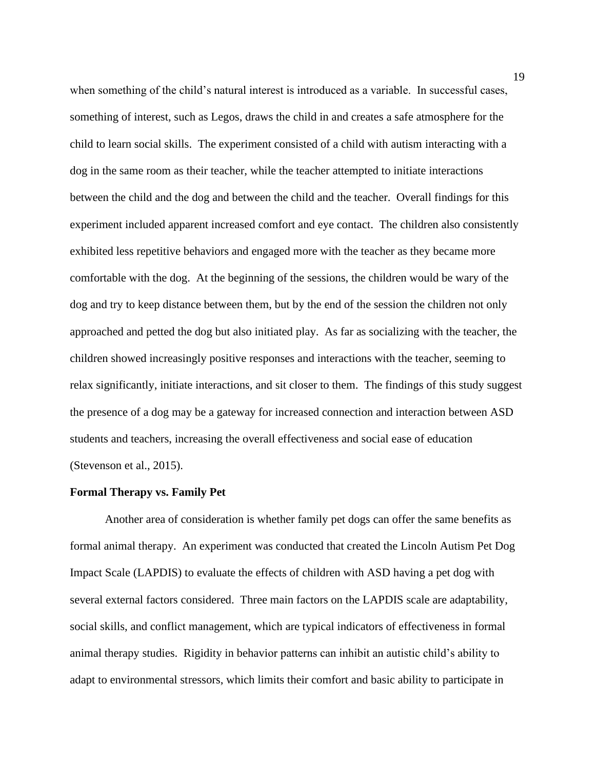when something of the child's natural interest is introduced as a variable. In successful cases, something of interest, such as Legos, draws the child in and creates a safe atmosphere for the child to learn social skills. The experiment consisted of a child with autism interacting with a dog in the same room as their teacher, while the teacher attempted to initiate interactions between the child and the dog and between the child and the teacher. Overall findings for this experiment included apparent increased comfort and eye contact. The children also consistently exhibited less repetitive behaviors and engaged more with the teacher as they became more comfortable with the dog. At the beginning of the sessions, the children would be wary of the dog and try to keep distance between them, but by the end of the session the children not only approached and petted the dog but also initiated play. As far as socializing with the teacher, the children showed increasingly positive responses and interactions with the teacher, seeming to relax significantly, initiate interactions, and sit closer to them. The findings of this study suggest the presence of a dog may be a gateway for increased connection and interaction between ASD students and teachers, increasing the overall effectiveness and social ease of education (Stevenson et al., 2015).

**Formal Therapy vs. Family Pet**

Another area of consideration is whether family pet dogs can offer the same benefits as formal animal therapy. An experiment was conducted that created the Lincoln Autism Pet Dog Impact Scale (LAPDIS) to evaluate the effects of children with ASD having a pet dog with several external factors considered. Three main factors on the LAPDIS scale are adaptability, social skills, and conflict management, which are typical indicators of effectiveness in formal animal therapy studies. Rigidity in behavior patterns can inhibit an autistic child's ability to adapt to environmental stressors, which limits their comfort and basic ability to participate in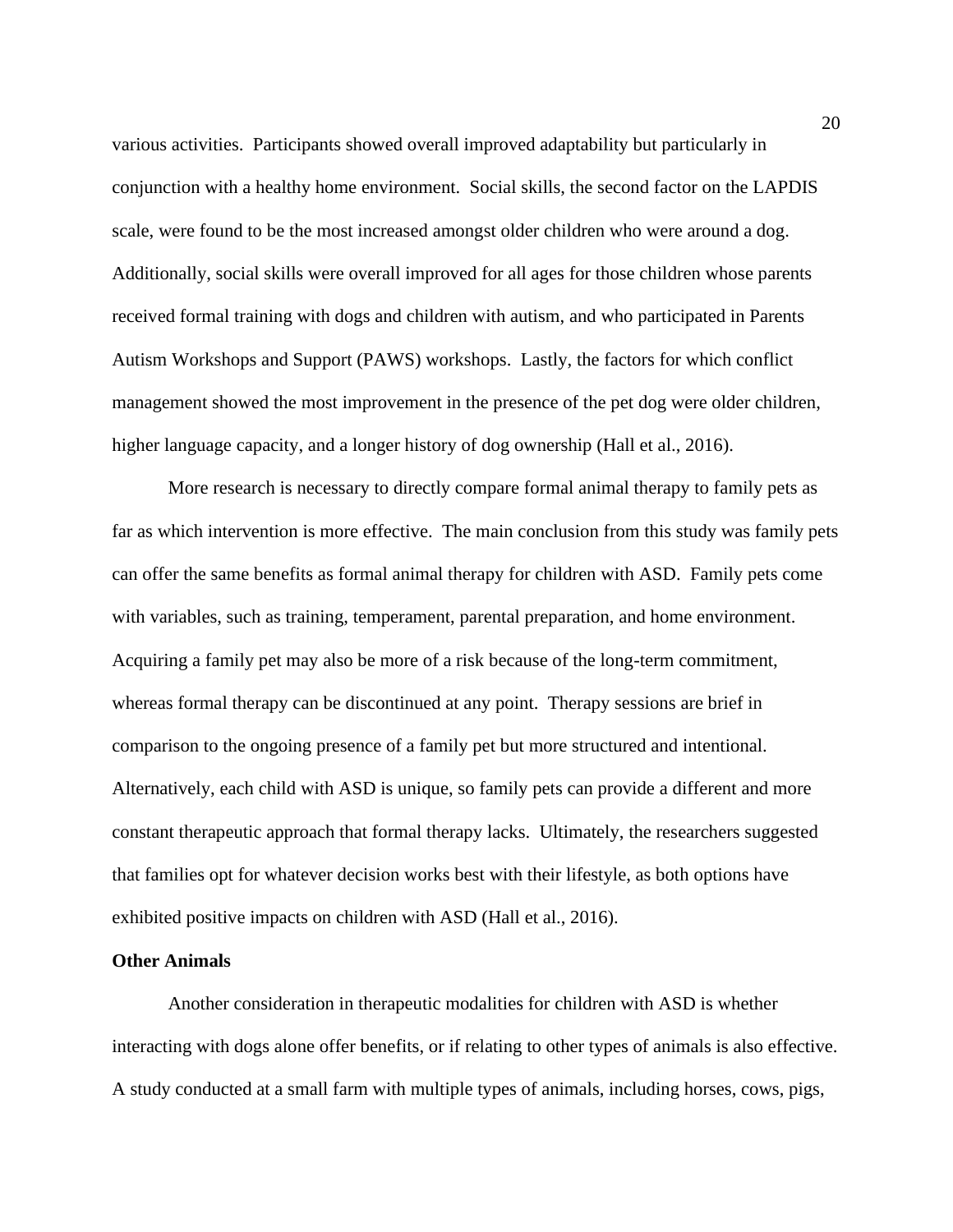various activities. Participants showed overall improved adaptability but particularly in conjunction with a healthy home environment. Social skills, the second factor on the LAPDIS scale, were found to be the most increased amongst older children who were around a dog. Additionally, social skills were overall improved for all ages for those children whose parents received formal training with dogs and children with autism, and who participated in Parents Autism Workshops and Support (PAWS) workshops. Lastly, the factors for which conflict management showed the most improvement in the presence of the pet dog were older children, higher language capacity, and a longer history of dog ownership (Hall et al., 2016).

More research is necessary to directly compare formal animal therapy to family pets as far as which intervention is more effective. The main conclusion from this study was family pets can offer the same benefits as formal animal therapy for children with ASD. Family pets come with variables, such as training, temperament, parental preparation, and home environment. Acquiring a family pet may also be more of a risk because of the long-term commitment, whereas formal therapy can be discontinued at any point. Therapy sessions are brief in comparison to the ongoing presence of a family pet but more structured and intentional. Alternatively, each child with ASD is unique, so family pets can provide a different and more constant therapeutic approach that formal therapy lacks. Ultimately, the researchers suggested that families opt for whatever decision works best with their lifestyle, as both options have exhibited positive impacts on children with ASD (Hall et al., 2016).

**Other Animals**

Another consideration in therapeutic modalities for children with ASD is whether interacting with dogs alone offer benefits, or if relating to other types of animals is also effective. A study conducted at a small farm with multiple types of animals, including horses, cows, pigs,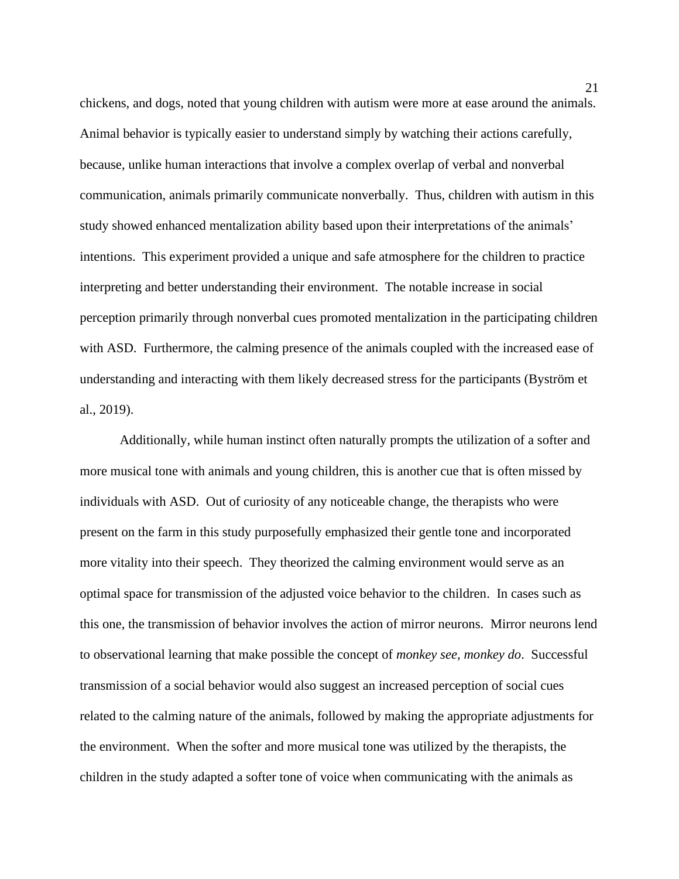chickens, and dogs, noted that young children with autism were more at ease around the animals. Animal behavior is typically easier to understand simply by watching their actions carefully, because, unlike human interactions that involve a complex overlap of verbal and nonverbal communication, animals primarily communicate nonverbally. Thus, children with autism in this study showed enhanced mentalization ability based upon their interpretations of the animals' intentions. This experiment provided a unique and safe atmosphere for the children to practice interpreting and better understanding their environment. The notable increase in social perception primarily through nonverbal cues promoted mentalization in the participating children with ASD. Furthermore, the calming presence of the animals coupled with the increased ease of understanding and interacting with them likely decreased stress for the participants (Byström et al., 2019).

Additionally, while human instinct often naturally prompts the utilization of a softer and more musical tone with animals and young children, this is another cue that is often missed by individuals with ASD. Out of curiosity of any noticeable change, the therapists who were present on the farm in this study purposefully emphasized their gentle tone and incorporated more vitality into their speech. They theorized the calming environment would serve as an optimal space for transmission of the adjusted voice behavior to the children. In cases such as this one, the transmission of behavior involves the action of mirror neurons. Mirror neurons lend to observational learning that make possible the concept of *monkey see, monkey do*. Successful transmission of a social behavior would also suggest an increased perception of social cues related to the calming nature of the animals, followed by making the appropriate adjustments for the environment. When the softer and more musical tone was utilized by the therapists, the children in the study adapted a softer tone of voice when communicating with the animals as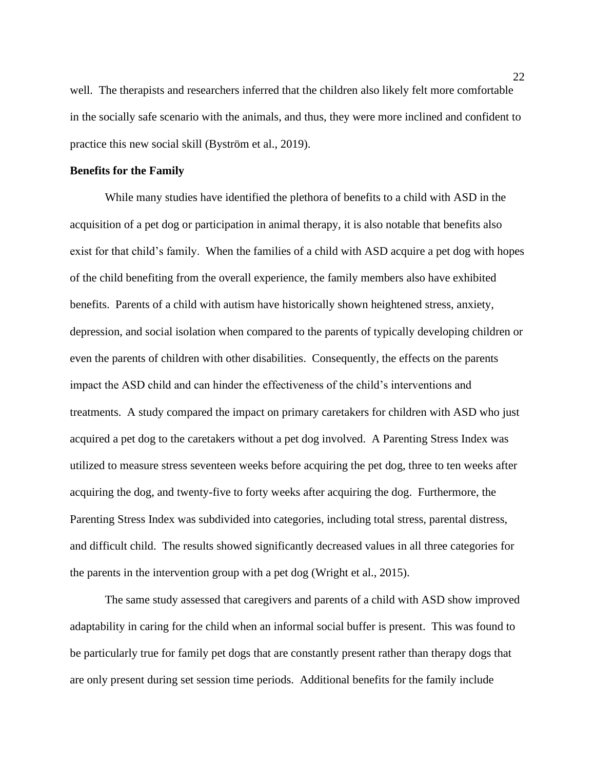well. The therapists and researchers inferred that the children also likely felt more comfortable in the socially safe scenario with the animals, and thus, they were more inclined and confident to practice this new social skill (Byström et al., 2019).

**Benefits for the Family**

While many studies have identified the plethora of benefits to a child with ASD in the acquisition of a pet dog or participation in animal therapy, it is also notable that benefits also exist for that child's family. When the families of a child with ASD acquire a pet dog with hopes of the child benefiting from the overall experience, the family members also have exhibited benefits. Parents of a child with autism have historically shown heightened stress, anxiety, depression, and social isolation when compared to the parents of typically developing children or even the parents of children with other disabilities. Consequently, the effects on the parents impact the ASD child and can hinder the effectiveness of the child's interventions and treatments. A study compared the impact on primary caretakers for children with ASD who just acquired a pet dog to the caretakers without a pet dog involved. A Parenting Stress Index was utilized to measure stress seventeen weeks before acquiring the pet dog, three to ten weeks after acquiring the dog, and twenty-five to forty weeks after acquiring the dog. Furthermore, the Parenting Stress Index was subdivided into categories, including total stress, parental distress, and difficult child. The results showed significantly decreased values in all three categories for the parents in the intervention group with a pet dog (Wright et al., 2015).

The same study assessed that caregivers and parents of a child with ASD show improved adaptability in caring for the child when an informal social buffer is present. This was found to be particularly true for family pet dogs that are constantly present rather than therapy dogs that are only present during set session time periods. Additional benefits for the family include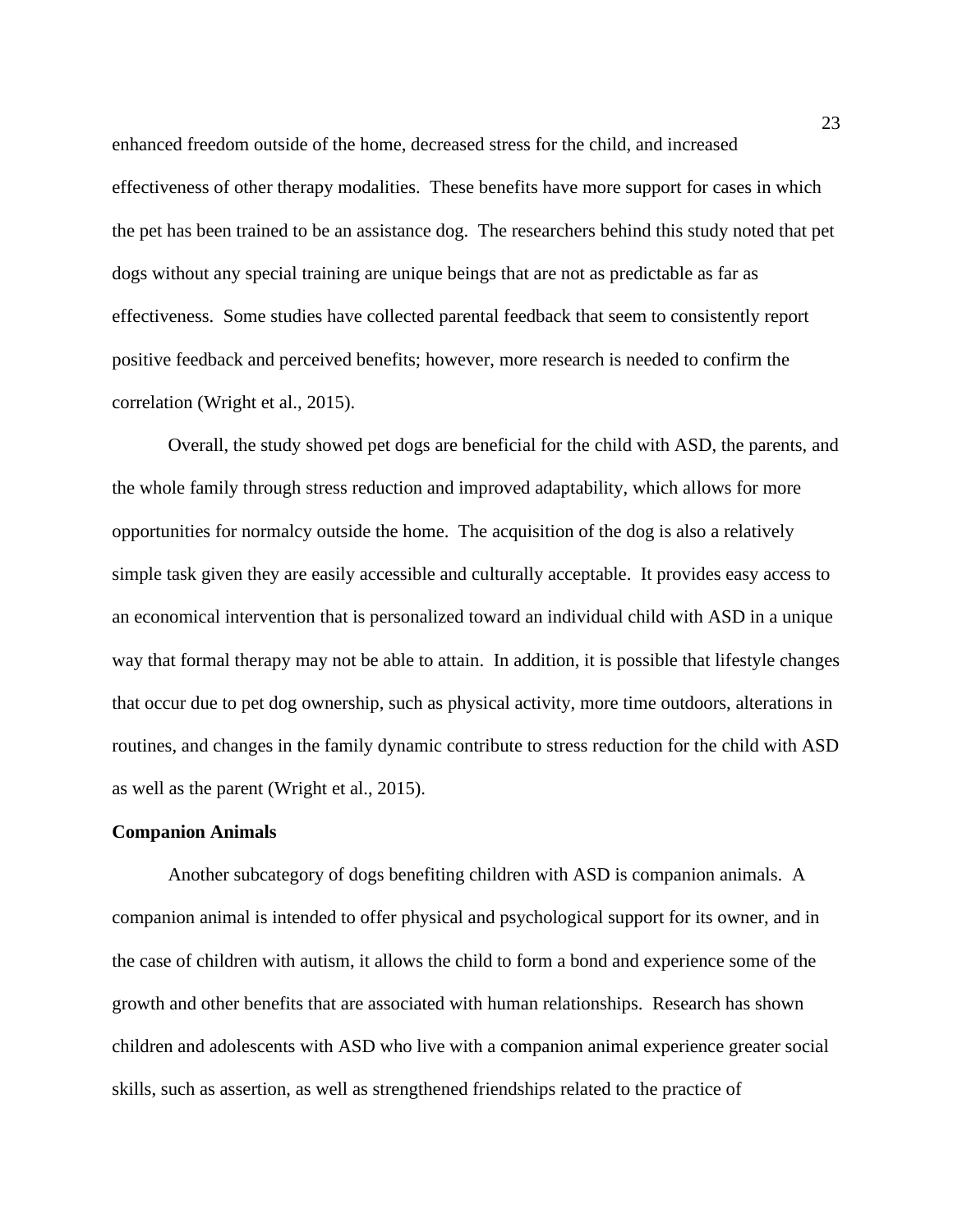enhanced freedom outside of the home, decreased stress for the child, and increased effectiveness of other therapy modalities. These benefits have more support for cases in which the pet has been trained to be an assistance dog. The researchers behind this study noted that pet dogs without any special training are unique beings that are not as predictable as far as effectiveness. Some studies have collected parental feedback that seem to consistently report positive feedback and perceived benefits; however, more research is needed to confirm the correlation (Wright et al., 2015).

Overall, the study showed pet dogs are beneficial for the child with ASD, the parents, and the whole family through stress reduction and improved adaptability, which allows for more opportunities for normalcy outside the home. The acquisition of the dog is also a relatively simple task given they are easily accessible and culturally acceptable. It provides easy access to an economical intervention that is personalized toward an individual child with ASD in a unique way that formal therapy may not be able to attain. In addition, it is possible that lifestyle changes that occur due to pet dog ownership, such as physical activity, more time outdoors, alterations in routines, and changes in the family dynamic contribute to stress reduction for the child with ASD as well as the parent (Wright et al., 2015).

**Companion Animals**

Another subcategory of dogs benefiting children with ASD is companion animals. A companion animal is intended to offer physical and psychological support for its owner, and in the case of children with autism, it allows the child to form a bond and experience some of the growth and other benefits that are associated with human relationships. Research has shown children and adolescents with ASD who live with a companion animal experience greater social skills, such as assertion, as well as strengthened friendships related to the practice of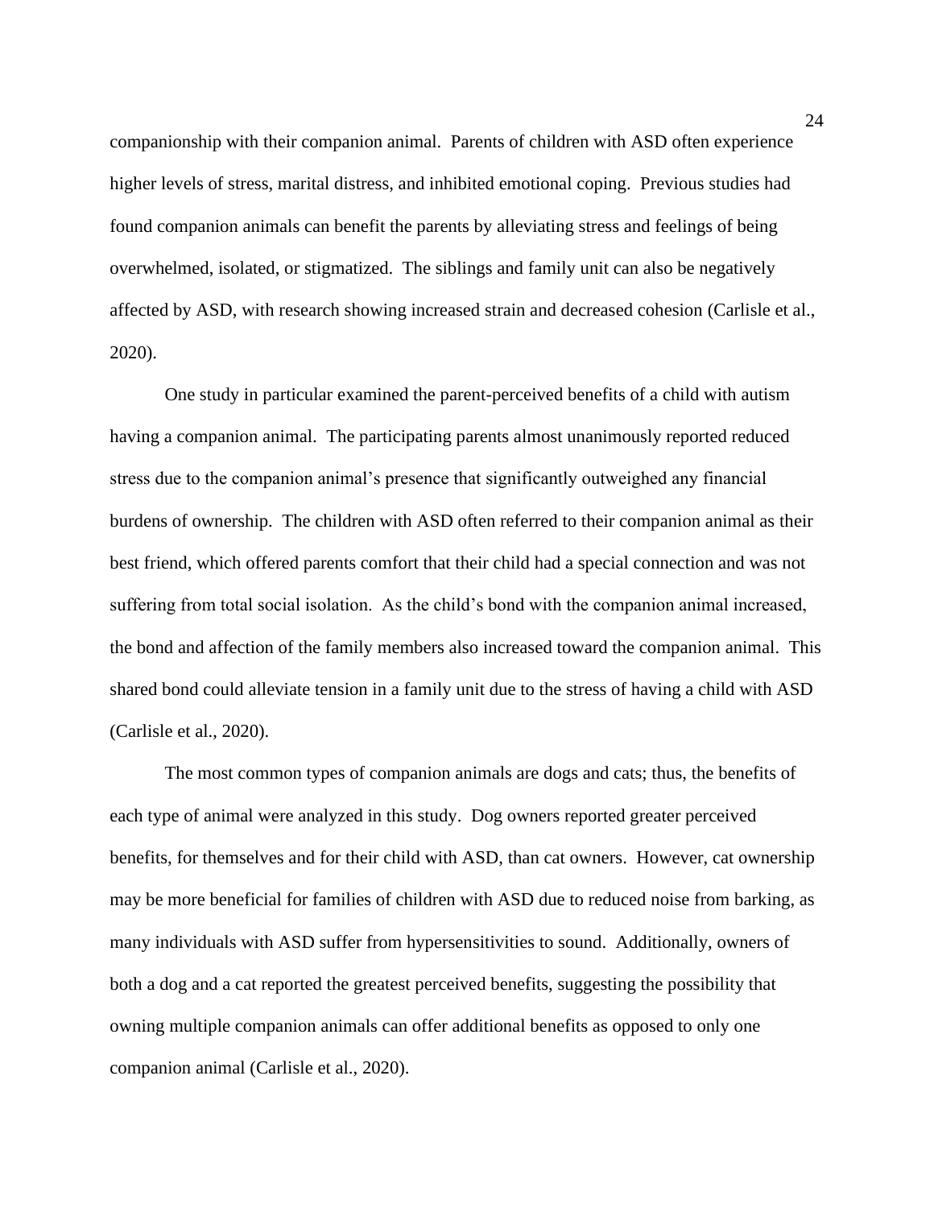companionship with their companion animal. Parents of children with ASD often experience higher levels of stress, marital distress, and inhibited emotional coping. Previous studies had found companion animals can benefit the parents by alleviating stress and feelings of being overwhelmed, isolated, or stigmatized. The siblings and family unit can also be negatively affected by ASD, with research showing increased strain and decreased cohesion (Carlisle et al., 2020).

One study in particular examined the parent-perceived benefits of a child with autism having a companion animal. The participating parents almost unanimously reported reduced stress due to the companion animal's presence that significantly outweighed any financial burdens of ownership. The children with ASD often referred to their companion animal as their best friend, which offered parents comfort that their child had a special connection and was not suffering from total social isolation. As the child's bond with the companion animal increased, the bond and affection of the family members also increased toward the companion animal. This shared bond could alleviate tension in a family unit due to the stress of having a child with ASD (Carlisle et al., 2020).

The most common types of companion animals are dogs and cats; thus, the benefits of each type of animal were analyzed in this study. Dog owners reported greater perceived benefits, for themselves and for their child with ASD, than cat owners. However, cat ownership may be more beneficial for families of children with ASD due to reduced noise from barking, as many individuals with ASD suffer from hypersensitivities to sound. Additionally, owners of both a dog and a cat reported the greatest perceived benefits, suggesting the possibility that owning multiple companion animals can offer additional benefits as opposed to only one companion animal (Carlisle et al., 2020).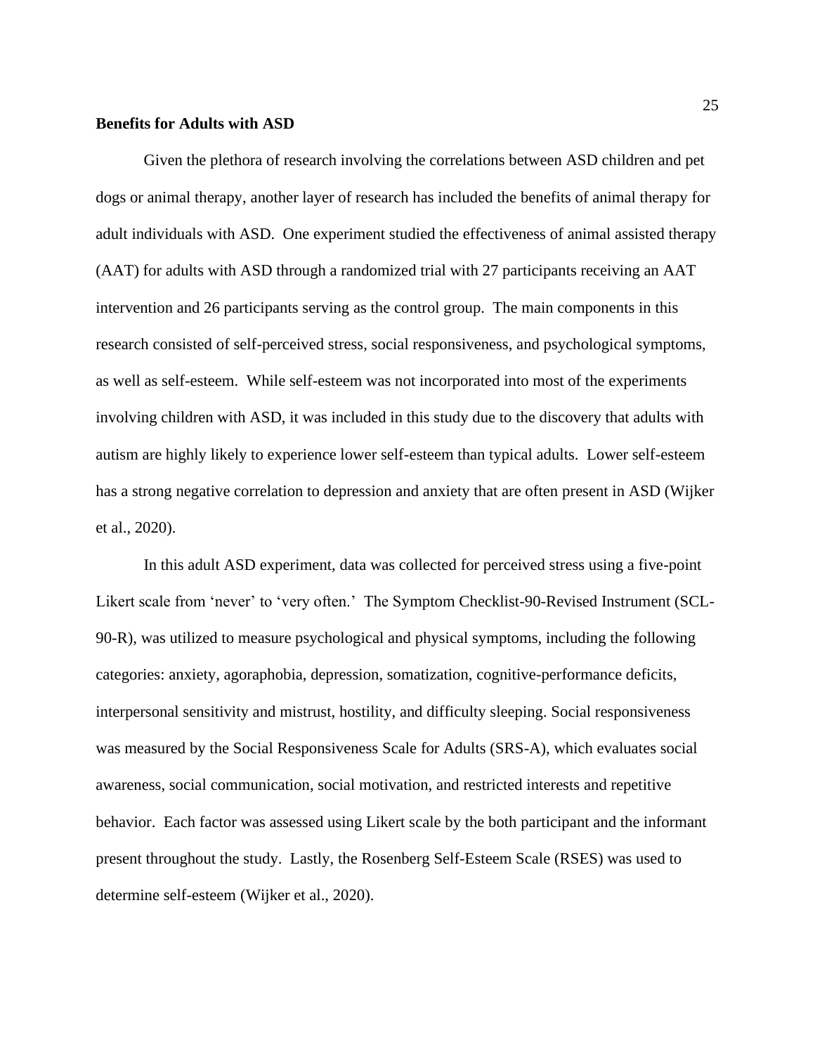**Benefits for Adults with ASD**

Given the plethora of research involving the correlations between ASD children and pet dogs or animal therapy, another layer of research has included the benefits of animal therapy for adult individuals with ASD. One experiment studied the effectiveness of animal assisted therapy (AAT) for adults with ASD through a randomized trial with 27 participants receiving an AAT intervention and 26 participants serving as the control group. The main components in this research consisted of self-perceived stress, social responsiveness, and psychological symptoms, as well as self-esteem. While self-esteem was not incorporated into most of the experiments involving children with ASD, it was included in this study due to the discovery that adults with autism are highly likely to experience lower self-esteem than typical adults. Lower self-esteem has a strong negative correlation to depression and anxiety that are often present in ASD (Wijker et al., 2020).

In this adult ASD experiment, data was collected for perceived stress using a five-point Likert scale from 'never' to 'very often.' The Symptom Checklist-90-Revised Instrument (SCL-90-R), was utilized to measure psychological and physical symptoms, including the following categories: anxiety, agoraphobia, depression, somatization, cognitive-performance deficits, interpersonal sensitivity and mistrust, hostility, and difficulty sleeping. Social responsiveness was measured by the Social Responsiveness Scale for Adults (SRS-A), which evaluates social awareness, social communication, social motivation, and restricted interests and repetitive behavior. Each factor was assessed using Likert scale by the both participant and the informant present throughout the study. Lastly, the Rosenberg Self-Esteem Scale (RSES) was used to determine self-esteem (Wijker et al., 2020).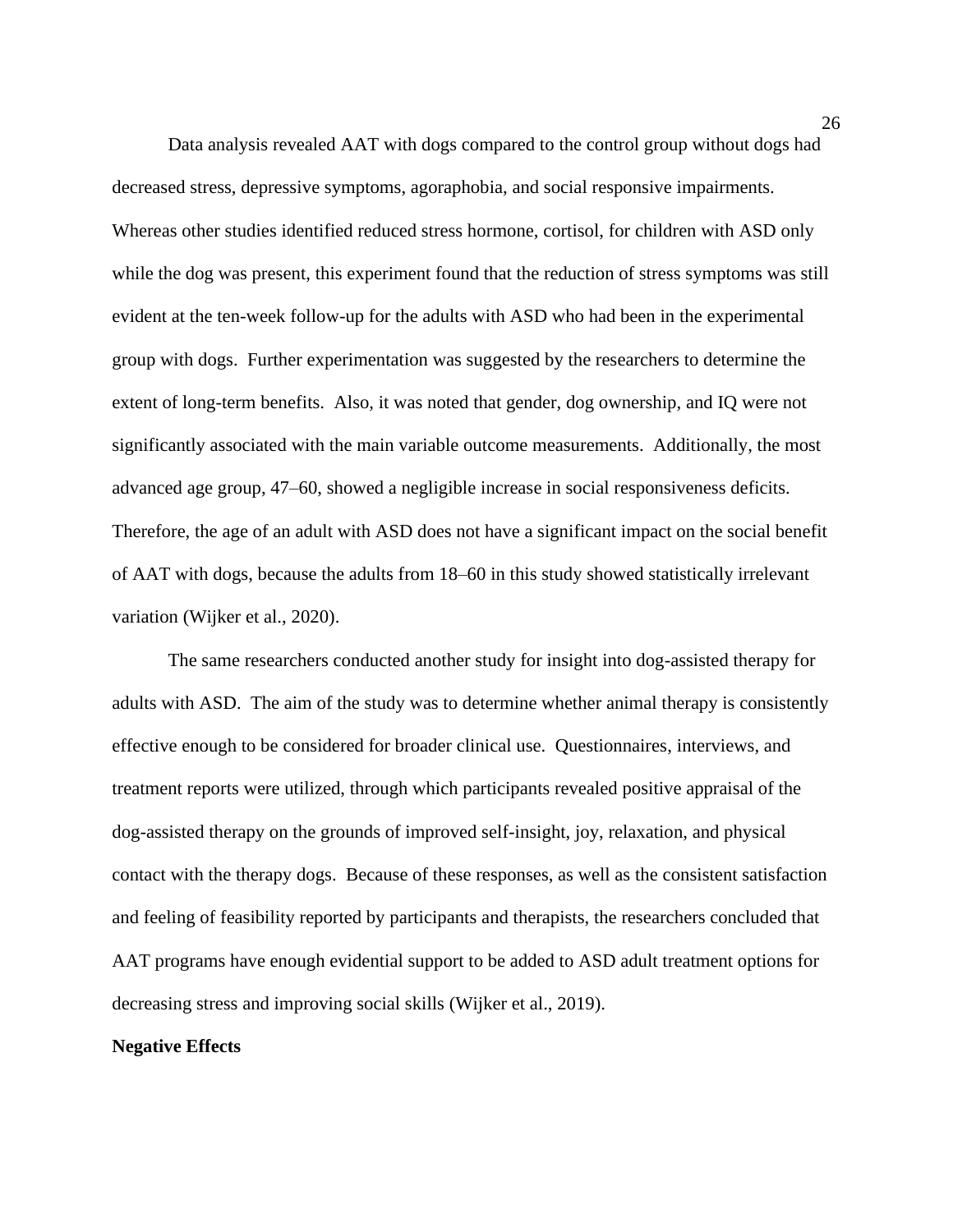Data analysis revealed AAT with dogs compared to the control group without dogs had decreased stress, depressive symptoms, agoraphobia, and social responsive impairments. Whereas other studies identified reduced stress hormone, cortisol, for children with ASD only while the dog was present, this experiment found that the reduction of stress symptoms was still evident at the ten-week follow-up for the adults with ASD who had been in the experimental group with dogs. Further experimentation was suggested by the researchers to determine the extent of long-term benefits. Also, it was noted that gender, dog ownership, and IQ were not significantly associated with the main variable outcome measurements. Additionally, the most advanced age group, 47–60, showed a negligible increase in social responsiveness deficits. Therefore, the age of an adult with ASD does not have a significant impact on the social benefit of AAT with dogs, because the adults from 18–60 in this study showed statistically irrelevant variation (Wijker et al., 2020).

The same researchers conducted another study for insight into dog-assisted therapy for adults with ASD. The aim of the study was to determine whether animal therapy is consistently effective enough to be considered for broader clinical use. Questionnaires, interviews, and treatment reports were utilized, through which participants revealed positive appraisal of the dog-assisted therapy on the grounds of improved self-insight, joy, relaxation, and physical contact with the therapy dogs. Because of these responses, as well as the consistent satisfaction and feeling of feasibility reported by participants and therapists, the researchers concluded that AAT programs have enough evidential support to be added to ASD adult treatment options for decreasing stress and improving social skills (Wijker et al., 2019).

**Negative Effects**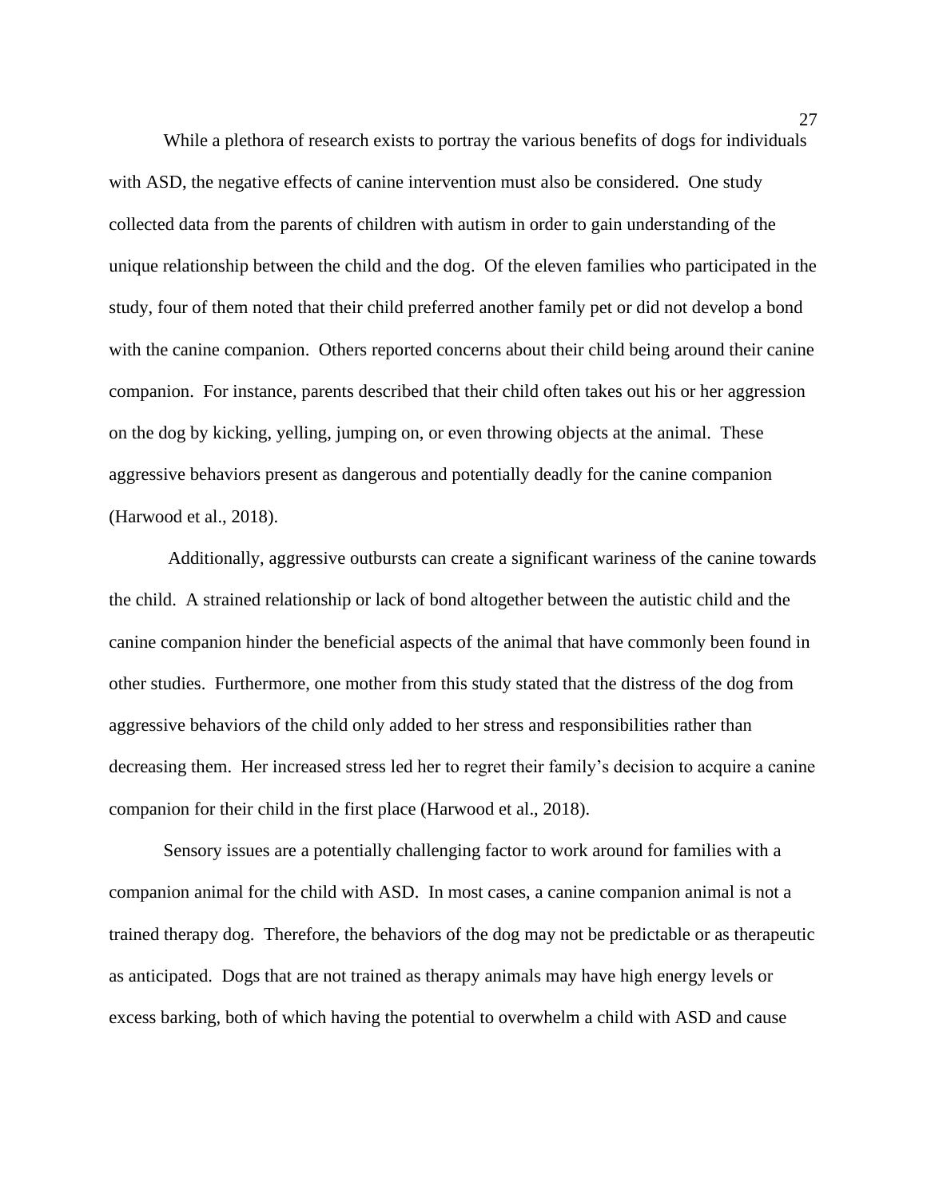While a plethora of research exists to portray the various benefits of dogs for individuals with ASD, the negative effects of canine intervention must also be considered. One study collected data from the parents of children with autism in order to gain understanding of the unique relationship between the child and the dog. Of the eleven families who participated in the study, four of them noted that their child preferred another family pet or did not develop a bond with the canine companion. Others reported concerns about their child being around their canine companion. For instance, parents described that their child often takes out his or her aggression on the dog by kicking, yelling, jumping on, or even throwing objects at the animal. These aggressive behaviors present as dangerous and potentially deadly for the canine companion (Harwood et al., 2018).

Additionally, aggressive outbursts can create a significant wariness of the canine towards the child. A strained relationship or lack of bond altogether between the autistic child and the canine companion hinder the beneficial aspects of the animal that have commonly been found in other studies. Furthermore, one mother from this study stated that the distress of the dog from aggressive behaviors of the child only added to her stress and responsibilities rather than decreasing them. Her increased stress led her to regret their family's decision to acquire a canine companion for their child in the first place (Harwood et al., 2018).

Sensory issues are a potentially challenging factor to work around for families with a companion animal for the child with ASD. In most cases, a canine companion animal is not a trained therapy dog. Therefore, the behaviors of the dog may not be predictable or as therapeutic as anticipated. Dogs that are not trained as therapy animals may have high energy levels or excess barking, both of which having the potential to overwhelm a child with ASD and cause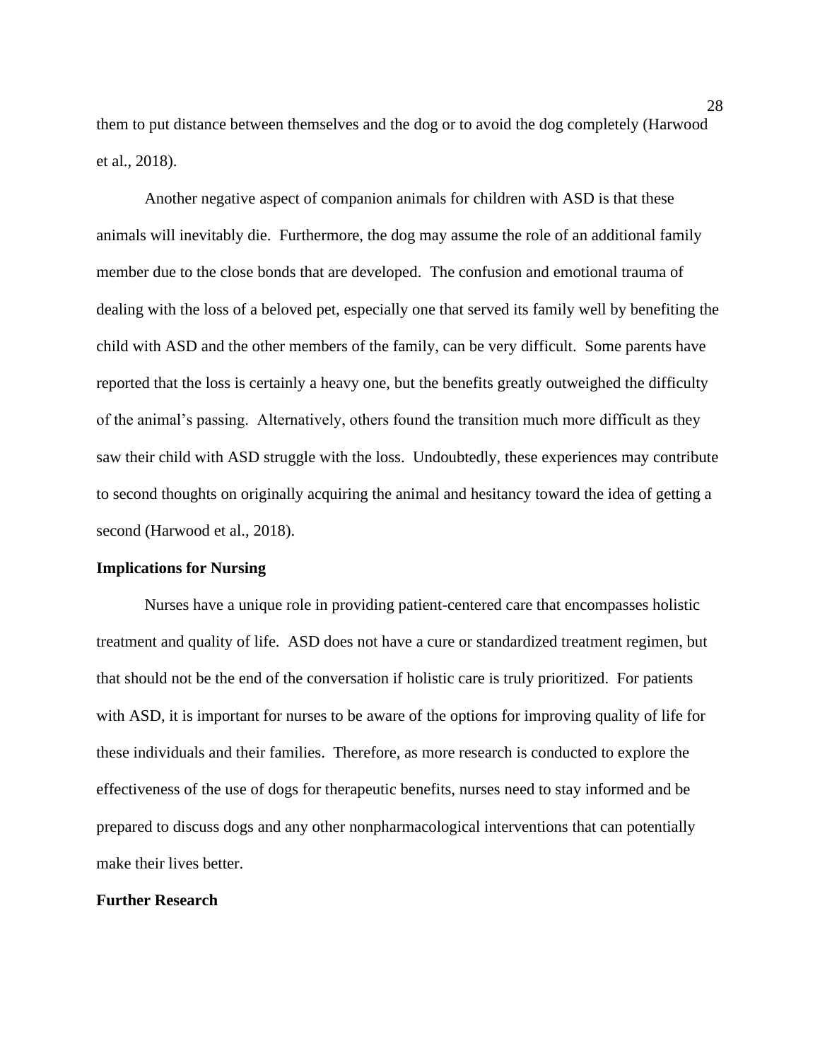them to put distance between themselves and the dog or to avoid the dog completely (Harwood et al., 2018).

Another negative aspect of companion animals for children with ASD is that these animals will inevitably die. Furthermore, the dog may assume the role of an additional family member due to the close bonds that are developed. The confusion and emotional trauma of dealing with the loss of a beloved pet, especially one that served its family well by benefiting the child with ASD and the other members of the family, can be very difficult. Some parents have reported that the loss is certainly a heavy one, but the benefits greatly outweighed the difficulty of the animal's passing. Alternatively, others found the transition much more difficult as they saw their child with ASD struggle with the loss. Undoubtedly, these experiences may contribute to second thoughts on originally acquiring the animal and hesitancy toward the idea of getting a second (Harwood et al., 2018).

## Implications for Nursing

Nurses have a unique role in providing patient-centered care that encompasses holistic treatment and quality of life. ASD does not have a cure or standardized treatment regimen, but that should not be the end of the conversation if holistic care is truly prioritized. For patients with ASD, it is important for nurses to be aware of the options for improving quality of life for these individuals and their families. Therefore, as more research is conducted to explore the effectiveness of the use of dogs for therapeutic benefits, nurses need to stay informed and be prepared to discuss dogs and any other nonpharmacological interventions that can potentially make their lives better.

## Further Research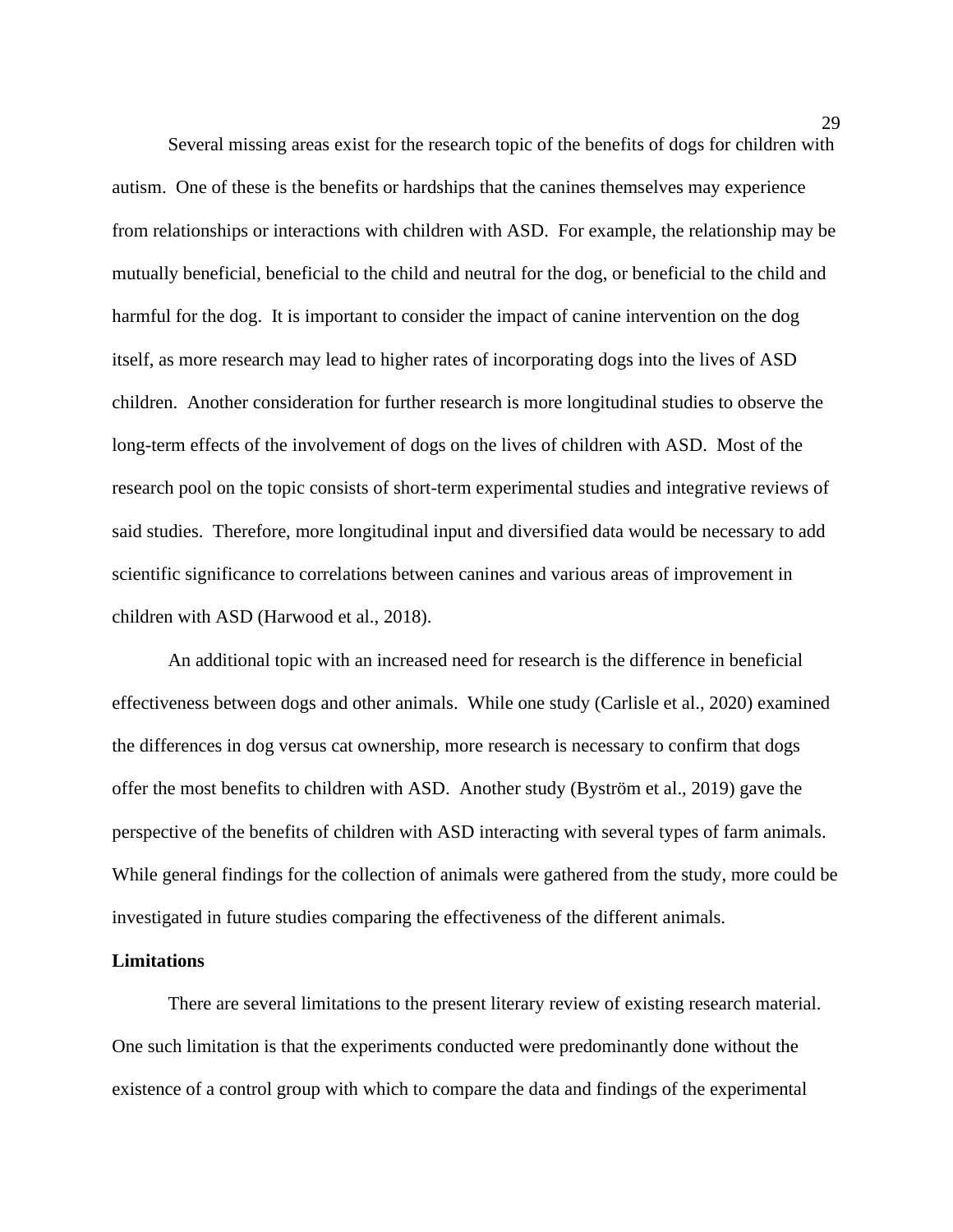Several missing areas exist for the research topic of the benefits of dogs for children with autism. One of these is the benefits or hardships that the canines themselves may experience from relationships or interactions with children with ASD. For example, the relationship may be mutually beneficial, beneficial to the child and neutral for the dog, or beneficial to the child and harmful for the dog. It is important to consider the impact of canine intervention on the dog itself, as more research may lead to higher rates of incorporating dogs into the lives of ASD children. Another consideration for further research is more longitudinal studies to observe the long-term effects of the involvement of dogs on the lives of children with ASD. Most of the research pool on the topic consists of short-term experimental studies and integrative reviews of said studies. Therefore, more longitudinal input and diversified data would be necessary to add scientific significance to correlations between canines and various areas of improvement in children with ASD (Harwood et al., 2018).

An additional topic with an increased need for research is the difference in beneficial effectiveness between dogs and other animals. While one study (Carlisle et al., 2020) examined the differences in dog versus cat ownership, more research is necessary to confirm that dogs offer the most benefits to children with ASD. Another study (Byström et al., 2019) gave the perspective of the benefits of children with ASD interacting with several types of farm animals. While general findings for the collection of animals were gathered from the study, more could be investigated in future studies comparing the effectiveness of the different animals.

**Limitations**

There are several limitations to the present literary review of existing research material. One such limitation is that the experiments conducted were predominantly done without the existence of a control group with which to compare the data and findings of the experimental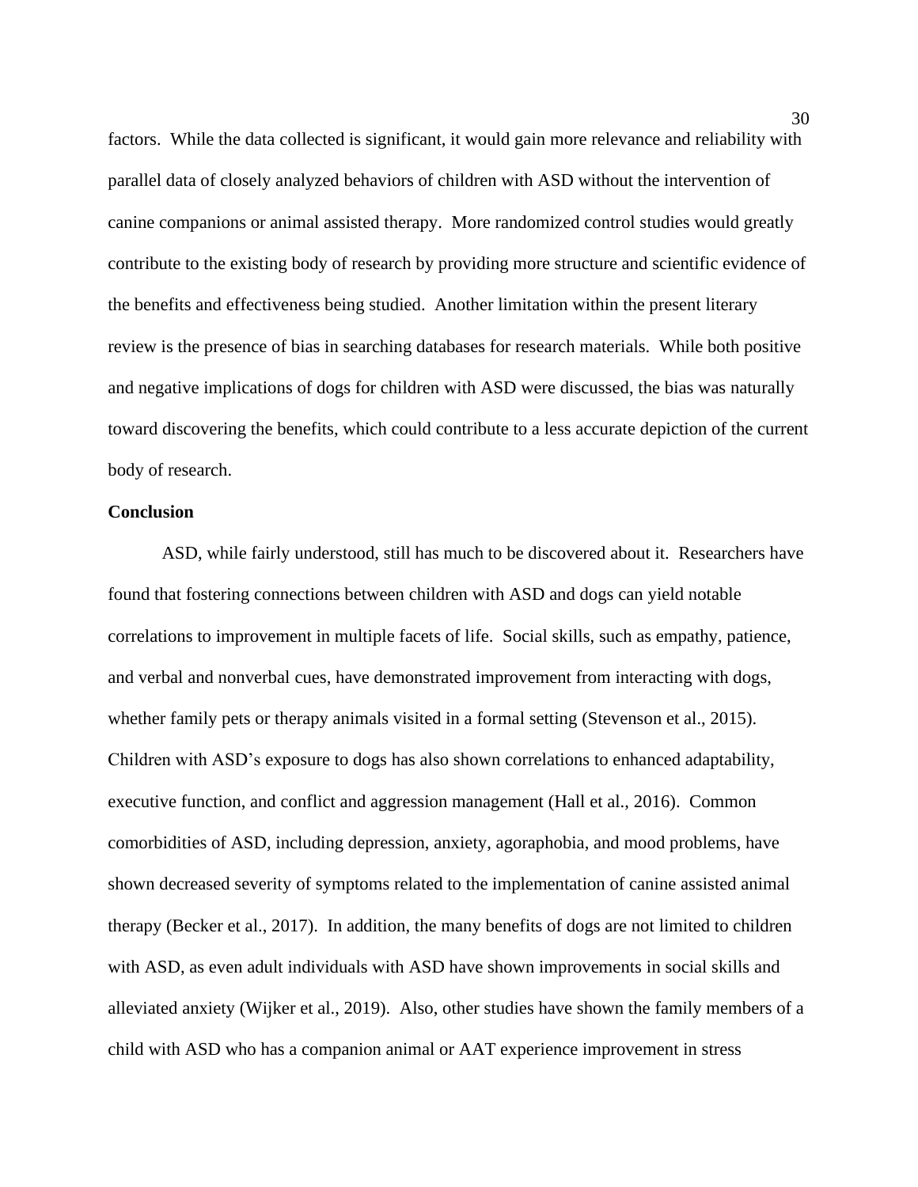factors. While the data collected is significant, it would gain more relevance and reliability with parallel data of closely analyzed behaviors of children with ASD without the intervention of canine companions or animal assisted therapy. More randomized control studies would greatly contribute to the existing body of research by providing more structure and scientific evidence of the benefits and effectiveness being studied. Another limitation within the present literary review is the presence of bias in searching databases for research materials. While both positive and negative implications of dogs for children with ASD were discussed, the bias was naturally toward discovering the benefits, which could contribute to a less accurate depiction of the current body of research.

**Conclusion**

ASD, while fairly understood, still has much to be discovered about it. Researchers have found that fostering connections between children with ASD and dogs can yield notable correlations to improvement in multiple facets of life. Social skills, such as empathy, patience, and verbal and nonverbal cues, have demonstrated improvement from interacting with dogs, whether family pets or therapy animals visited in a formal setting (Stevenson et al., 2015). Children with ASD's exposure to dogs has also shown correlations to enhanced adaptability, executive function, and conflict and aggression management (Hall et al., 2016). Common comorbidities of ASD, including depression, anxiety, agoraphobia, and mood problems, have shown decreased severity of symptoms related to the implementation of canine assisted animal therapy (Becker et al., 2017). In addition, the many benefits of dogs are not limited to children with ASD, as even adult individuals with ASD have shown improvements in social skills and alleviated anxiety (Wijker et al., 2019). Also, other studies have shown the family members of a child with ASD who has a companion animal or AAT experience improvement in stress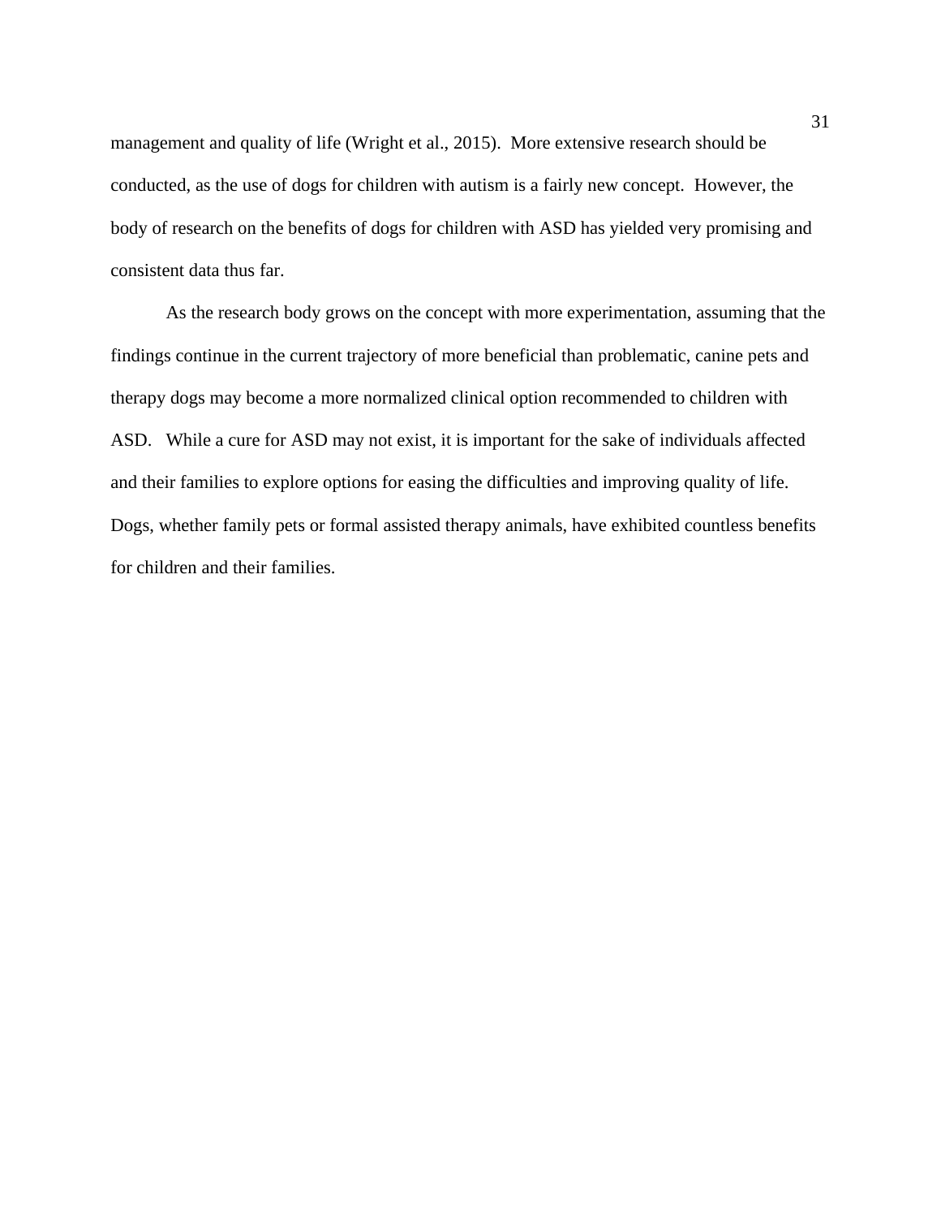management and quality of life (Wright et al., 2015). More extensive research should be conducted, as the use of dogs for children with autism is a fairly new concept. However, the body of research on the benefits of dogs for children with ASD has yielded very promising and consistent data thus far.

As the research body grows on the concept with more experimentation, assuming that the findings continue in the current trajectory of more beneficial than problematic, canine pets and therapy dogs may become a more normalized clinical option recommended to children with ASD. While a cure for ASD may not exist, it is important for the sake of individuals affected and their families to explore options for easing the difficulties and improving quality of life. Dogs, whether family pets or formal assisted therapy animals, have exhibited countless benefits for children and their families.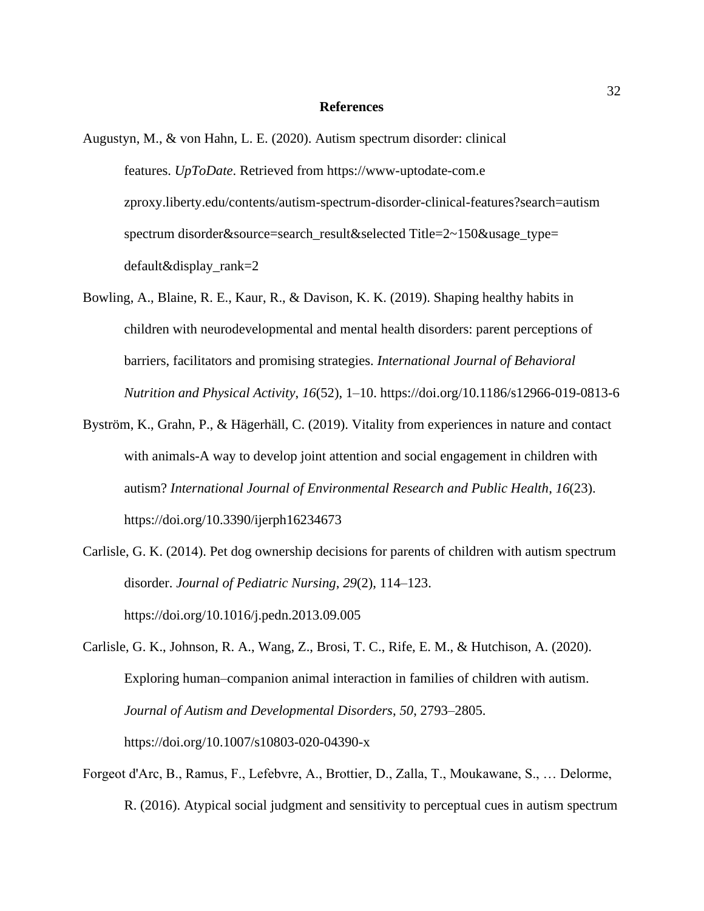# References

Augustyn, M., & von Hahn, L. E. (2020). Autism spectrum disorder: clinical features. *UpToDate*. Retrieved from https://www-uptodate-com.ezproxy.liberty.edu/contents/autism-spectrum-disorder-clinical-features?search=autism spectrum disorder&source=search_result&selected Title=2~150&usage_type=default&display_rank=2

Bowling, A., Blaine, R. E., Kaur, R., & Davison, K. K. (2019). Shaping healthy habits in children with neurodevelopmental and mental health disorders: parent perceptions of barriers, facilitators and promising strategies. *International Journal of Behavioral Nutrition and Physical Activity*, *16*(52), 1–10. https://doi.org/10.1186/s12966-019-0813-6

Byström, K., Grahn, P., & Hägerhäll, C. (2019). Vitality from experiences in nature and contact with animals-A way to develop joint attention and social engagement in children with autism? *International Journal of Environmental Research and Public Health*, *16*(23). https://doi.org/10.3390/ijerph16234673

Carlisle, G. K. (2014). Pet dog ownership decisions for parents of children with autism spectrum disorder. *Journal of Pediatric Nursing*, *29*(2), 114–123. https://doi.org/10.1016/j.pedn.2013.09.005

Carlisle, G. K., Johnson, R. A., Wang, Z., Brosi, T. C., Rife, E. M., & Hutchison, A. (2020). Exploring human–companion animal interaction in families of children with autism. *Journal of Autism and Developmental Disorders*, *50*, 2793–2805. https://doi.org/10.1007/s10803-020-04390-x

Forgeot d'Arc, B., Ramus, F., Lefebvre, A., Brottier, D., Zalla, T., Moukawane, S., … Delorme, R. (2016). Atypical social judgment and sensitivity to perceptual cues in autism spectrum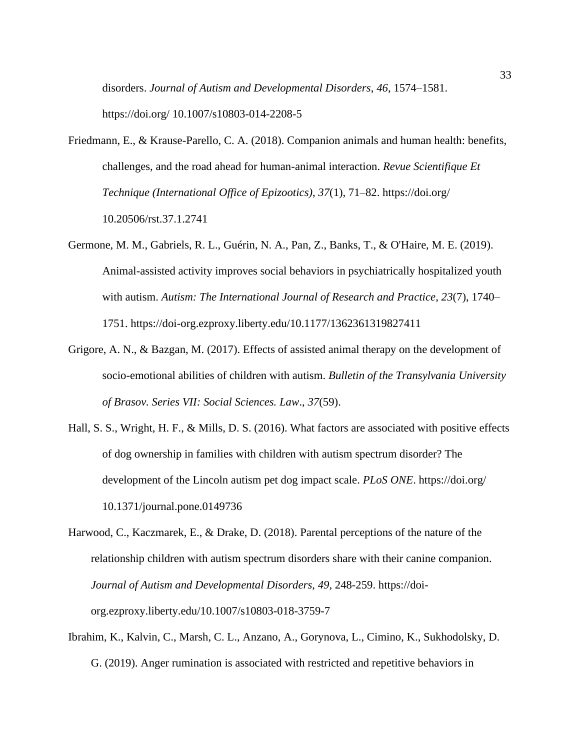disorders. *Journal of Autism and Developmental Disorders*, *46*, 1574–1581. https://doi.org/ 10.1007/s10803-014-2208-5

Friedmann, E., & Krause-Parello, C. A. (2018). Companion animals and human health: benefits, challenges, and the road ahead for human-animal interaction. *Revue Scientifique Et Technique (International Office of Epizootics)*, *37*(1), 71–82. https://doi.org/ 10.20506/rst.37.1.2741

Germone, M. M., Gabriels, R. L., Guérin, N. A., Pan, Z., Banks, T., & O'Haire, M. E. (2019). Animal-assisted activity improves social behaviors in psychiatrically hospitalized youth with autism. *Autism: The International Journal of Research and Practice*, *23*(7), 1740–1751. https://doi-org.ezproxy.liberty.edu/10.1177/1362361319827411

Grigore, A. N., & Bazgan, M. (2017). Effects of assisted animal therapy on the development of socio-emotional abilities of children with autism. *Bulletin of the Transylvania University of Brasov. Series VII: Social Sciences. Law*., *37*(59).

Hall, S. S., Wright, H. F., & Mills, D. S. (2016). What factors are associated with positive effects of dog ownership in families with children with autism spectrum disorder? The development of the Lincoln autism pet dog impact scale. *PLoS ONE*. https://doi.org/ 10.1371/journal.pone.0149736

Harwood, C., Kaczmarek, E., & Drake, D. (2018). Parental perceptions of the nature of the relationship children with autism spectrum disorders share with their canine companion. *Journal of Autism and Developmental Disorders*, *49*, 248-259. https://doi-org.ezproxy.liberty.edu/10.1007/s10803-018-3759-7

Ibrahim, K., Kalvin, C., Marsh, C. L., Anzano, A., Gorynova, L., Cimino, K., Sukhodolsky, D. G. (2019). Anger rumination is associated with restricted and repetitive behaviors in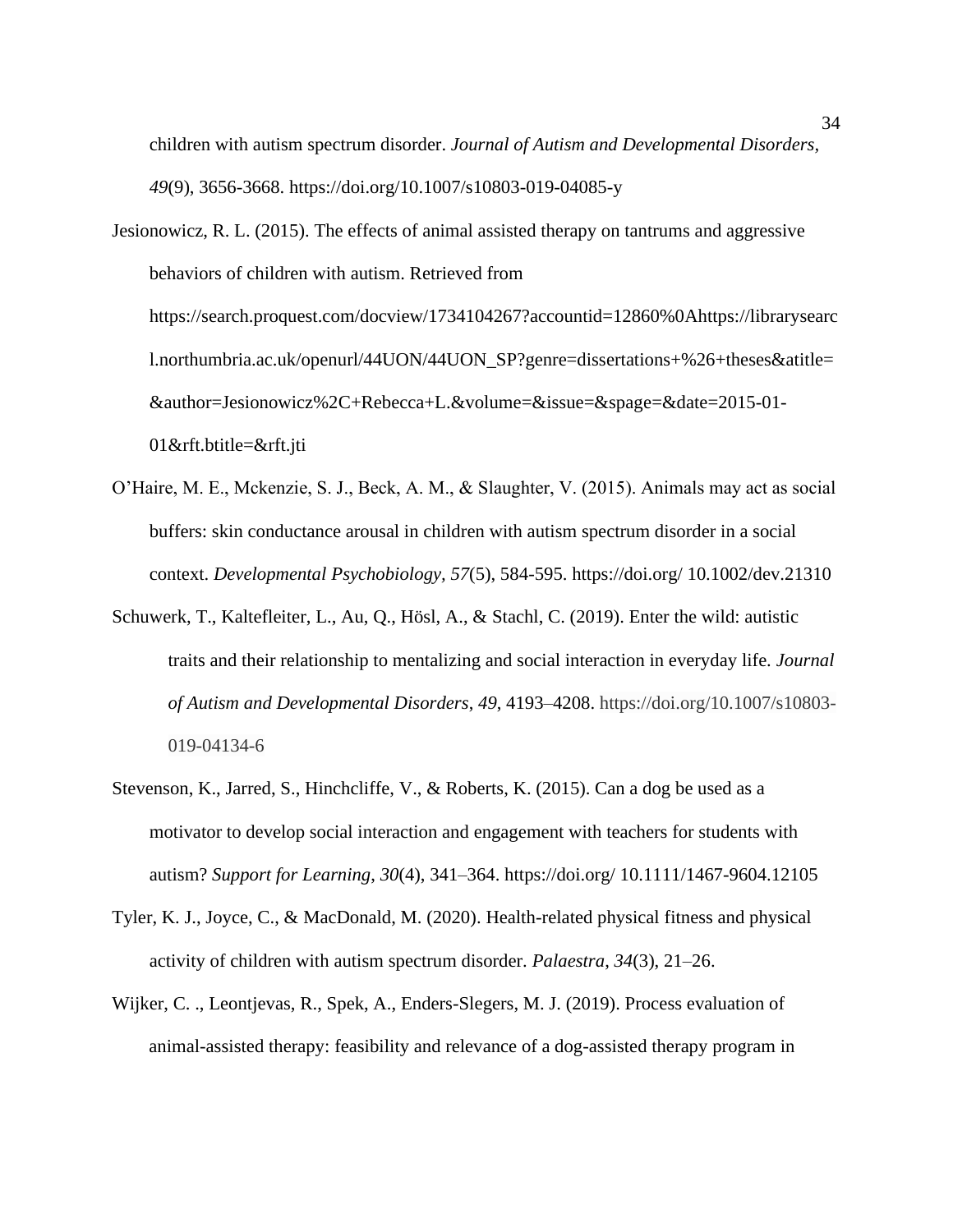children with autism spectrum disorder. *Journal of Autism and Developmental Disorders*, *49*(9), 3656-3668. https://doi.org/10.1007/s10803-019-04085-y

Jesionowicz, R. L. (2015). The effects of animal assisted therapy on tantrums and aggressive behaviors of children with autism. Retrieved from https://search.proquest.com/docview/1734104267?accountid=12860%0Ahttps://librarysearch.northumbria.ac.uk/openurl/44UON/44UON_SP?genre=dissertations+%26+theses&atitle=&author=Jesionowicz%2C+Rebecca+L.&volume=&issue=&spage=&date=2015-01-01&rft.btitle=&rft.jti

O'Haire, M. E., Mckenzie, S. J., Beck, A. M., & Slaughter, V. (2015). Animals may act as social buffers: skin conductance arousal in children with autism spectrum disorder in a social context. *Developmental Psychobiology*, *57*(5), 584-595. https://doi.org/ 10.1002/dev.21310

Schuwerk, T., Kaltefleiter, L., Au, Q., Hösl, A., & Stachl, C. (2019). Enter the wild: autistic traits and their relationship to mentalizing and social interaction in everyday life. *Journal of Autism and Developmental Disorders*, *49*, 4193–4208. https://doi.org/10.1007/s10803-019-04134-6

Stevenson, K., Jarred, S., Hinchcliffe, V., & Roberts, K. (2015). Can a dog be used as a motivator to develop social interaction and engagement with teachers for students with autism? *Support for Learning*, *30*(4), 341–364. https://doi.org/ 10.1111/1467-9604.12105

Tyler, K. J., Joyce, C., & MacDonald, M. (2020). Health-related physical fitness and physical activity of children with autism spectrum disorder. *Palaestra*, *34*(3), 21–26.

Wijker, C. ., Leontjevas, R., Spek, A., Enders-Slegers, M. J. (2019). Process evaluation of animal-assisted therapy: feasibility and relevance of a dog-assisted therapy program in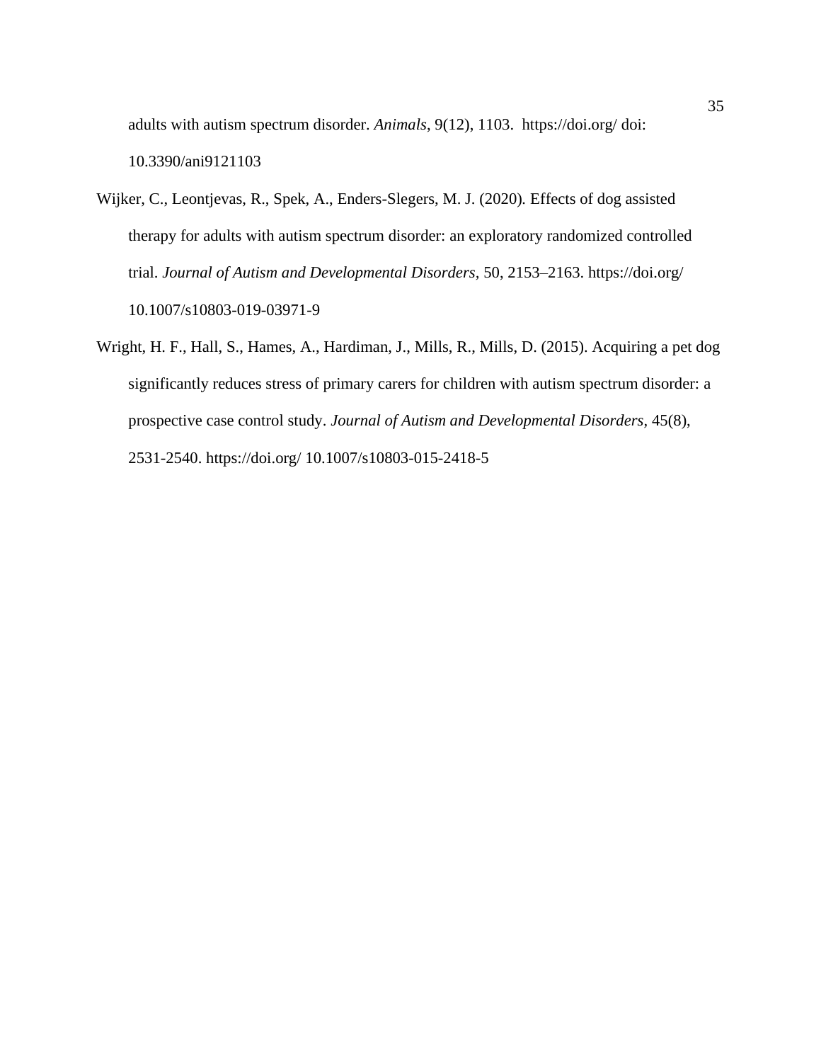adults with autism spectrum disorder. *Animals*, 9(12), 1103.  https://doi.org/ doi: 10.3390/ani9121103

Wijker, C., Leontjevas, R., Spek, A., Enders-Slegers, M. J. (2020). Effects of dog assisted therapy for adults with autism spectrum disorder: an exploratory randomized controlled trial. *Journal of Autism and Developmental Disorders*, 50, 2153–2163. https://doi.org/ 10.1007/s10803-019-03971-9

Wright, H. F., Hall, S., Hames, A., Hardiman, J., Mills, R., Mills, D. (2015). Acquiring a pet dog significantly reduces stress of primary carers for children with autism spectrum disorder: a prospective case control study. *Journal of Autism and Developmental Disorders*, 45(8), 2531-2540. https://doi.org/ 10.1007/s10803-015-2418-5